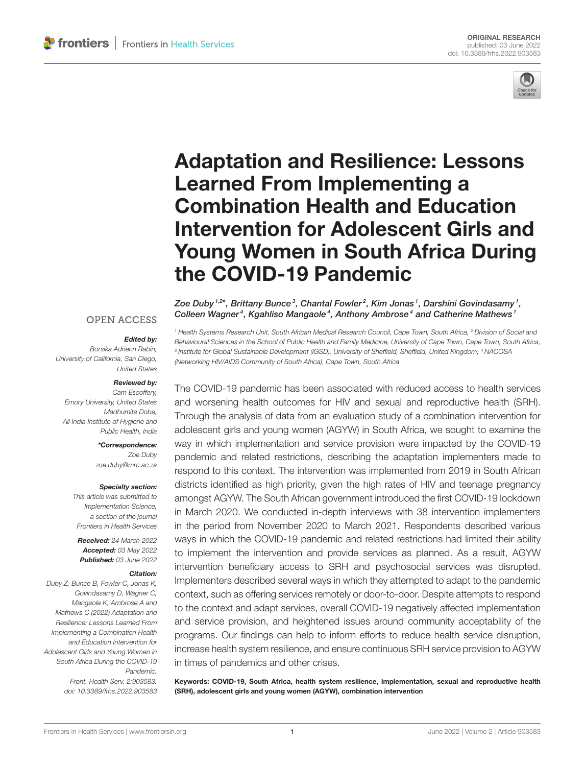ORIGINAL RESEARCH
published: 03 June 2022
doi: 10.3389/frhs.2022.903583

# Adaptation and Resilience: Lessons Learned From Implementing a Combination Health and Education Intervention for Adolescent Girls and Young Women in South Africa During the COVID-19 Pandemic

*Zoe Duby[1,2]*, Brittany Bunce[3], Chantal Fowler[2], Kim Jonas[1], Darshini Govindasamy[1], Colleen Wagner[4], Kgahliso Mangaole[4], Anthony Ambrose[4] and Catherine Mathews[1]*

[1] Health Systems Research Unit, South African Medical Research Council, Cape Town, South Africa, [2] Division of Social and Behavioural Sciences in the School of Public Health and Family Medicine, University of Cape Town, Cape Town, South Africa, [3] Institute for Global Sustainable Development (IGSD), University of Sheffield, Sheffield, United Kingdom, [4] NACOSA (Networking HIV/AIDS Community of South Africa), Cape Town, South Africa

OPEN ACCESS

**Edited by:**
*Borsika Adrienn Rabin, University of California, San Diego, United States*

**Reviewed by:**
*Cam Escoffery, Emory University, United States*
*Madhumita Dobe, All India Institute of Hygiene and Public Health, India*

**\*Correspondence:**
*Zoe Duby*
*zoe.duby@mrc.ac.za*

**Specialty section:**
*This article was submitted to Implementation Science, a section of the journal Frontiers in Health Services*

**Received:** 24 March 2022
**Accepted:** 03 May 2022
**Published:** 03 June 2022

**Citation:**
*Duby Z, Bunce B, Fowler C, Jonas K, Govindasamy D, Wagner C, Mangaole K, Ambrose A and Mathews C (2022) Adaptation and Resilience: Lessons Learned From Implementing a Combination Health and Education Intervention for Adolescent Girls and Young Women in South Africa During the COVID-19 Pandemic. Front. Health Serv. 2:903583. doi: 10.3389/frhs.2022.903583*

The COVID-19 pandemic has been associated with reduced access to health services and worsening health outcomes for HIV and sexual and reproductive health (SRH). Through the analysis of data from an evaluation study of a combination intervention for adolescent girls and young women (AGYW) in South Africa, we sought to examine the way in which implementation and service provision were impacted by the COVID-19 pandemic and related restrictions, describing the adaptation implementers made to respond to this context. The intervention was implemented from 2019 in South African districts identified as high priority, given the high rates of HIV and teenage pregnancy amongst AGYW. The South African government introduced the first COVID-19 lockdown in March 2020. We conducted in-depth interviews with 38 intervention implementers in the period from November 2020 to March 2021. Respondents described various ways in which the COVID-19 pandemic and related restrictions had limited their ability to implement the intervention and provide services as planned. As a result, AGYW intervention beneficiary access to SRH and psychosocial services was disrupted. Implementers described several ways in which they attempted to adapt to the pandemic context, such as offering services remotely or door-to-door. Despite attempts to respond to the context and adapt services, overall COVID-19 negatively affected implementation and service provision, and heightened issues around community acceptability of the programs. Our findings can help to inform efforts to reduce health service disruption, increase health system resilience, and ensure continuous SRH service provision to AGYW in times of pandemics and other crises.

**Keywords: COVID-19, South Africa, health system resilience, implementation, sexual and reproductive health (SRH), adolescent girls and young women (AGYW), combination intervention**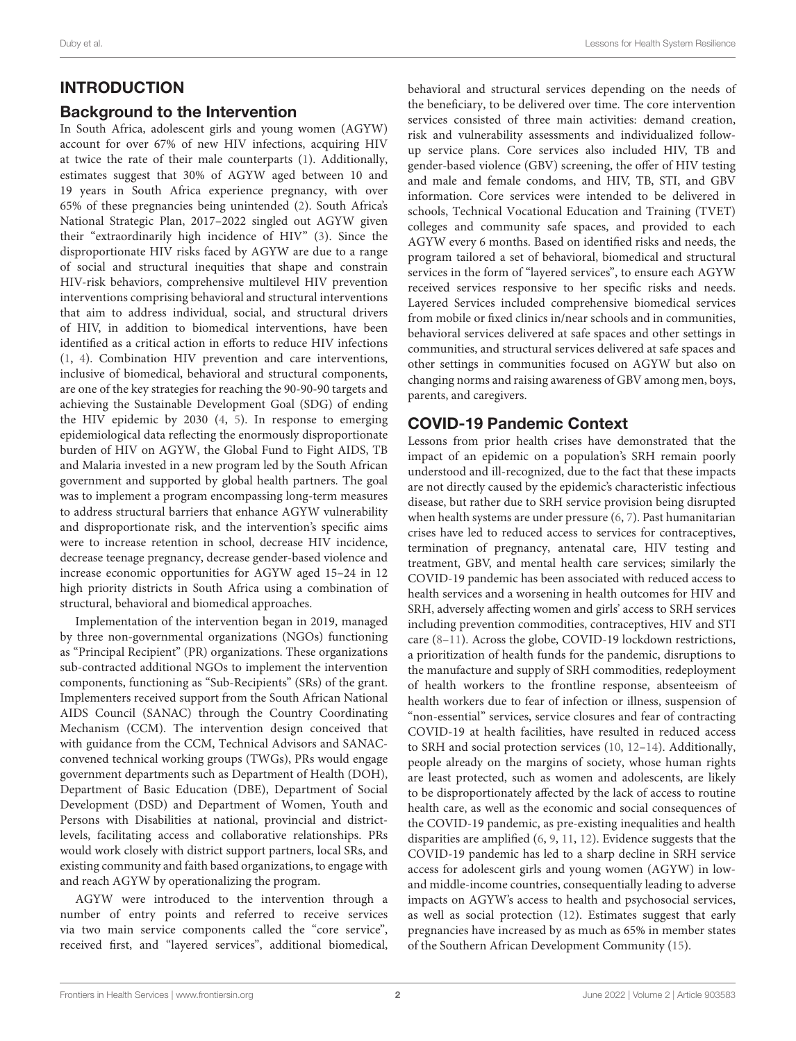## INTRODUCTION

### Background to the Intervention

In South Africa, adolescent girls and young women (AGYW) account for over 67% of new HIV infections, acquiring HIV at twice the rate of their male counterparts (1). Additionally, estimates suggest that 30% of AGYW aged between 10 and 19 years in South Africa experience pregnancy, with over 65% of these pregnancies being unintended (2). South Africa's National Strategic Plan, 2017–2022 singled out AGYW given their "extraordinarily high incidence of HIV" (3). Since the disproportionate HIV risks faced by AGYW are due to a range of social and structural inequities that shape and constrain HIV-risk behaviors, comprehensive multilevel HIV prevention interventions comprising behavioral and structural interventions that aim to address individual, social, and structural drivers of HIV, in addition to biomedical interventions, have been identified as a critical action in efforts to reduce HIV infections (1, 4). Combination HIV prevention and care interventions, inclusive of biomedical, behavioral and structural components, are one of the key strategies for reaching the 90-90-90 targets and achieving the Sustainable Development Goal (SDG) of ending the HIV epidemic by 2030 (4, 5). In response to emerging epidemiological data reflecting the enormously disproportionate burden of HIV on AGYW, the Global Fund to Fight AIDS, TB and Malaria invested in a new program led by the South African government and supported by global health partners. The goal was to implement a program encompassing long-term measures to address structural barriers that enhance AGYW vulnerability and disproportionate risk, and the intervention's specific aims were to increase retention in school, decrease HIV incidence, decrease teenage pregnancy, decrease gender-based violence and increase economic opportunities for AGYW aged 15–24 in 12 high priority districts in South Africa using a combination of structural, behavioral and biomedical approaches.

Implementation of the intervention began in 2019, managed by three non-governmental organizations (NGOs) functioning as "Principal Recipient" (PR) organizations. These organizations sub-contracted additional NGOs to implement the intervention components, functioning as "Sub-Recipients" (SRs) of the grant. Implementers received support from the South African National AIDS Council (SANAC) through the Country Coordinating Mechanism (CCM). The intervention design conceived that with guidance from the CCM, Technical Advisors and SANAC-convened technical working groups (TWGs), PRs would engage government departments such as Department of Health (DOH), Department of Basic Education (DBE), Department of Social Development (DSD) and Department of Women, Youth and Persons with Disabilities at national, provincial and district-levels, facilitating access and collaborative relationships. PRs would work closely with district support partners, local SRs, and existing community and faith based organizations, to engage with and reach AGYW by operationalizing the program.

AGYW were introduced to the intervention through a number of entry points and referred to receive services via two main service components called the "core service", received first, and "layered services", additional biomedical, behavioral and structural services depending on the needs of the beneficiary, to be delivered over time. The core intervention services consisted of three main activities: demand creation, risk and vulnerability assessments and individualized follow-up service plans. Core services also included HIV, TB and gender-based violence (GBV) screening, the offer of HIV testing and male and female condoms, and HIV, TB, STI, and GBV information. Core services were intended to be delivered in schools, Technical Vocational Education and Training (TVET) colleges and community safe spaces, and provided to each AGYW every 6 months. Based on identified risks and needs, the program tailored a set of behavioral, biomedical and structural services in the form of "layered services", to ensure each AGYW received services responsive to her specific risks and needs. Layered Services included comprehensive biomedical services from mobile or fixed clinics in/near schools and in communities, behavioral services delivered at safe spaces and other settings in communities, and structural services delivered at safe spaces and other settings in communities focused on AGYW but also on changing norms and raising awareness of GBV among men, boys, parents, and caregivers.

### COVID-19 Pandemic Context

Lessons from prior health crises have demonstrated that the impact of an epidemic on a population's SRH remain poorly understood and ill-recognized, due to the fact that these impacts are not directly caused by the epidemic's characteristic infectious disease, but rather due to SRH service provision being disrupted when health systems are under pressure (6, 7). Past humanitarian crises have led to reduced access to services for contraceptives, termination of pregnancy, antenatal care, HIV testing and treatment, GBV, and mental health care services; similarly the COVID-19 pandemic has been associated with reduced access to health services and a worsening in health outcomes for HIV and SRH, adversely affecting women and girls' access to SRH services including prevention commodities, contraceptives, HIV and STI care (8–11). Across the globe, COVID-19 lockdown restrictions, a prioritization of health funds for the pandemic, disruptions to the manufacture and supply of SRH commodities, redeployment of health workers to the frontline response, absenteeism of health workers due to fear of infection or illness, suspension of "non-essential" services, service closures and fear of contracting COVID-19 at health facilities, have resulted in reduced access to SRH and social protection services (10, 12–14). Additionally, people already on the margins of society, whose human rights are least protected, such as women and adolescents, are likely to be disproportionately affected by the lack of access to routine health care, as well as the economic and social consequences of the COVID-19 pandemic, as pre-existing inequalities and health disparities are amplified (6, 9, 11, 12). Evidence suggests that the COVID-19 pandemic has led to a sharp decline in SRH service access for adolescent girls and young women (AGYW) in low- and middle-income countries, consequentially leading to adverse impacts on AGYW's access to health and psychosocial services, as well as social protection (12). Estimates suggest that early pregnancies have increased by as much as 65% in member states of the Southern African Development Community (15).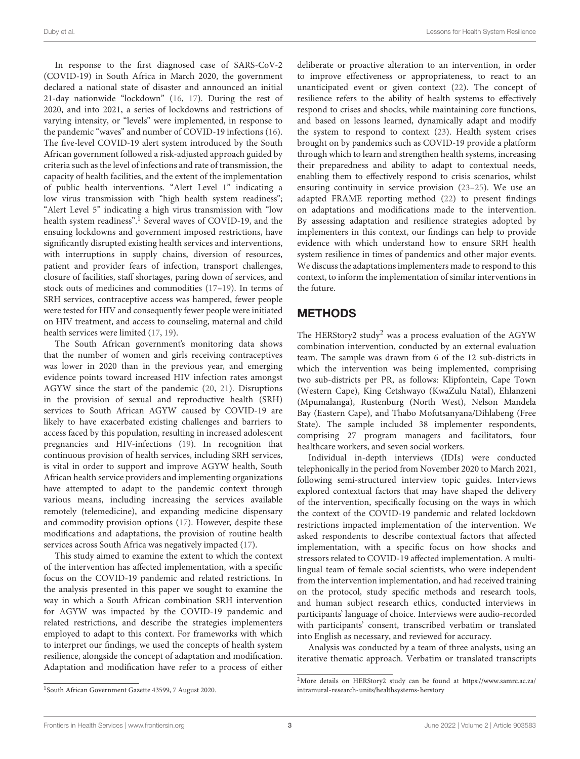In response to the first diagnosed case of SARS-CoV-2 (COVID-19) in South Africa in March 2020, the government declared a national state of disaster and announced an initial 21-day nationwide "lockdown" (16, 17). During the rest of 2020, and into 2021, a series of lockdowns and restrictions of varying intensity, or "levels" were implemented, in response to the pandemic "waves" and number of COVID-19 infections (16). The five-level COVID-19 alert system introduced by the South African government followed a risk-adjusted approach guided by criteria such as the level of infections and rate of transmission, the capacity of health facilities, and the extent of the implementation of public health interventions. "Alert Level 1" indicating a low virus transmission with "high health system readiness"; "Alert Level 5" indicating a high virus transmission with "low health system readiness".[1] Several waves of COVID-19, and the ensuing lockdowns and government imposed restrictions, have significantly disrupted existing health services and interventions, with interruptions in supply chains, diversion of resources, patient and provider fears of infection, transport challenges, closure of facilities, staff shortages, paring down of services, and stock outs of medicines and commodities (17–19). In terms of SRH services, contraceptive access was hampered, fewer people were tested for HIV and consequently fewer people were initiated on HIV treatment, and access to counseling, maternal and child health services were limited (17, 19).

The South African government's monitoring data shows that the number of women and girls receiving contraceptives was lower in 2020 than in the previous year, and emerging evidence points toward increased HIV infection rates amongst AGYW since the start of the pandemic (20, 21). Disruptions in the provision of sexual and reproductive health (SRH) services to South African AGYW caused by COVID-19 are likely to have exacerbated existing challenges and barriers to access faced by this population, resulting in increased adolescent pregnancies and HIV-infections (19). In recognition that continuous provision of health services, including SRH services, is vital in order to support and improve AGYW health, South African health service providers and implementing organizations have attempted to adapt to the pandemic context through various means, including increasing the services available remotely (telemedicine), and expanding medicine dispensary and commodity provision options (17). However, despite these modifications and adaptations, the provision of routine health services across South Africa was negatively impacted (17).

This study aimed to examine the extent to which the context of the intervention has affected implementation, with a specific focus on the COVID-19 pandemic and related restrictions. In the analysis presented in this paper we sought to examine the way in which a South African combination SRH intervention for AGYW was impacted by the COVID-19 pandemic and related restrictions, and describe the strategies implementers employed to adapt to this context. For frameworks with which to interpret our findings, we used the concepts of health system resilience, alongside the concept of adaptation and modification. Adaptation and modification have refer to a process of either deliberate or proactive alteration to an intervention, in order to improve effectiveness or appropriateness, to react to an unanticipated event or given context (22). The concept of resilience refers to the ability of health systems to effectively respond to crises and shocks, while maintaining core functions, and based on lessons learned, dynamically adapt and modify the system to respond to context (23). Health system crises brought on by pandemics such as COVID-19 provide a platform through which to learn and strengthen health systems, increasing their preparedness and ability to adapt to contextual needs, enabling them to effectively respond to crisis scenarios, whilst ensuring continuity in service provision (23–25). We use an adapted FRAME reporting method (22) to present findings on adaptations and modifications made to the intervention. By assessing adaptation and resilience strategies adopted by implementers in this context, our findings can help to provide evidence with which understand how to ensure SRH health system resilience in times of pandemics and other major events. We discuss the adaptations implementers made to respond to this context, to inform the implementation of similar interventions in the future.

## METHODS

The HERStory2 study[2] was a process evaluation of the AGYW combination intervention, conducted by an external evaluation team. The sample was drawn from 6 of the 12 sub-districts in which the intervention was being implemented, comprising two sub-districts per PR, as follows: Klipfontein, Cape Town (Western Cape), King Cetshwayo (KwaZulu Natal), Ehlanzeni (Mpumalanga), Rustenburg (North West), Nelson Mandela Bay (Eastern Cape), and Thabo Mofutsanyana/Dihlabeng (Free State). The sample included 38 implementer respondents, comprising 27 program managers and facilitators, four healthcare workers, and seven social workers.

Individual in-depth interviews (IDIs) were conducted telephonically in the period from November 2020 to March 2021, following semi-structured interview topic guides. Interviews explored contextual factors that may have shaped the delivery of the intervention, specifically focusing on the ways in which the context of the COVID-19 pandemic and related lockdown restrictions impacted implementation of the intervention. We asked respondents to describe contextual factors that affected implementation, with a specific focus on how shocks and stressors related to COVID-19 affected implementation. A multi-lingual team of female social scientists, who were independent from the intervention implementation, and had received training on the protocol, study specific methods and research tools, and human subject research ethics, conducted interviews in participants' language of choice. Interviews were audio-recorded with participants' consent, transcribed verbatim or translated into English as necessary, and reviewed for accuracy.

Analysis was conducted by a team of three analysts, using an iterative thematic approach. Verbatim or translated transcripts

[1] South African Government Gazette 43599, 7 August 2020.

[2] More details on HERStory2 study can be found at https://www.samrc.ac.za/intramural-research-units/healthsystems-herstory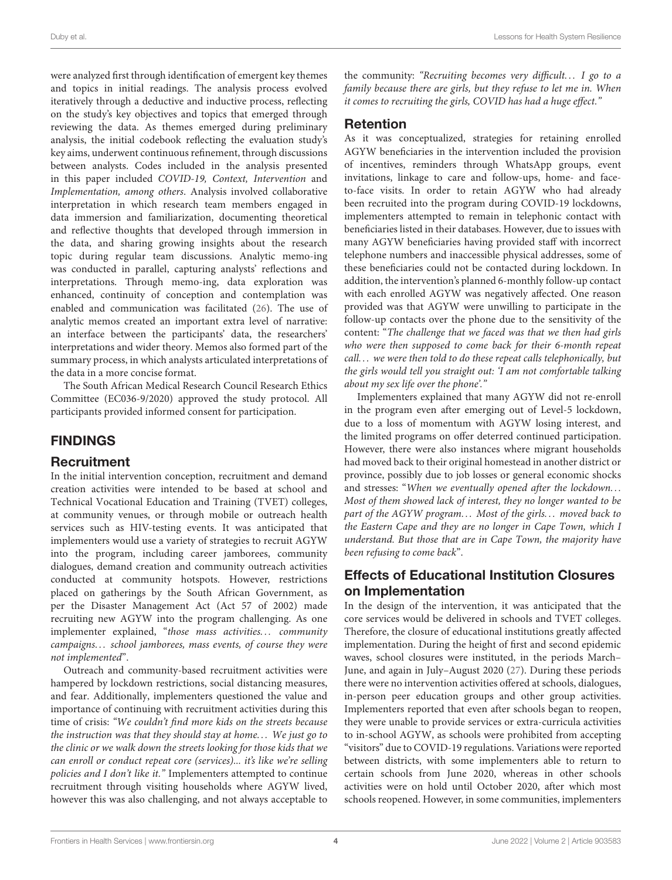were analyzed first through identification of emergent key themes and topics in initial readings. The analysis process evolved iteratively through a deductive and inductive process, reflecting on the study's key objectives and topics that emerged through reviewing the data. As themes emerged during preliminary analysis, the initial codebook reflecting the evaluation study's key aims, underwent continuous refinement, through discussions between analysts. Codes included in the analysis presented in this paper included *COVID-19, Context, Intervention* and *Implementation, among others*. Analysis involved collaborative interpretation in which research team members engaged in data immersion and familiarization, documenting theoretical and reflective thoughts that developed through immersion in the data, and sharing growing insights about the research topic during regular team discussions. Analytic memo-ing was conducted in parallel, capturing analysts' reflections and interpretations. Through memo-ing, data exploration was enhanced, continuity of conception and contemplation was enabled and communication was facilitated (26). The use of analytic memos created an important extra level of narrative: an interface between the participants' data, the researchers' interpretations and wider theory. Memos also formed part of the summary process, in which analysts articulated interpretations of the data in a more concise format.

The South African Medical Research Council Research Ethics Committee (EC036-9/2020) approved the study protocol. All participants provided informed consent for participation.

## FINDINGS

### Recruitment

In the initial intervention conception, recruitment and demand creation activities were intended to be based at school and Technical Vocational Education and Training (TVET) colleges, at community venues, or through mobile or outreach health services such as HIV-testing events. It was anticipated that implementers would use a variety of strategies to recruit AGYW into the program, including career jamborees, community dialogues, demand creation and community outreach activities conducted at community hotspots. However, restrictions placed on gatherings by the South African Government, as per the Disaster Management Act (Act 57 of 2002) made recruiting new AGYW into the program challenging. As one implementer explained, "*those mass activities… community campaigns… school jamborees, mass events, of course they were not implemented*".

Outreach and community-based recruitment activities were hampered by lockdown restrictions, social distancing measures, and fear. Additionally, implementers questioned the value and importance of continuing with recruitment activities during this time of crisis: *"We couldn't find more kids on the streets because the instruction was that they should stay at home… We just go to the clinic or we walk down the streets looking for those kids that we can enroll or conduct repeat core (services)... it's like we're selling policies and I don't like it."* Implementers attempted to continue recruitment through visiting households where AGYW lived, however this was also challenging, and not always acceptable to the community: *"Recruiting becomes very difficult… I go to a family because there are girls, but they refuse to let me in. When it comes to recruiting the girls, COVID has had a huge effect."*

### Retention

As it was conceptualized, strategies for retaining enrolled AGYW beneficiaries in the intervention included the provision of incentives, reminders through WhatsApp groups, event invitations, linkage to care and follow-ups, home- and face-to-face visits. In order to retain AGYW who had already been recruited into the program during COVID-19 lockdowns, implementers attempted to remain in telephonic contact with beneficiaries listed in their databases. However, due to issues with many AGYW beneficiaries having provided staff with incorrect telephone numbers and inaccessible physical addresses, some of these beneficiaries could not be contacted during lockdown. In addition, the intervention's planned 6-monthly follow-up contact with each enrolled AGYW was negatively affected. One reason provided was that AGYW were unwilling to participate in the follow-up contacts over the phone due to the sensitivity of the content: "*The challenge that we faced was that we then had girls who were then supposed to come back for their 6-month repeat call… we were then told to do these repeat calls telephonically, but the girls would tell you straight out: 'I am not comfortable talking about my sex life over the phone'.*"

Implementers explained that many AGYW did not re-enroll in the program even after emerging out of Level-5 lockdown, due to a loss of momentum with AGYW losing interest, and the limited programs on offer deterred continued participation. However, there were also instances where migrant households had moved back to their original homestead in another district or province, possibly due to job losses or general economic shocks and stresses: "*When we eventually opened after the lockdown… Most of them showed lack of interest, they no longer wanted to be part of the AGYW program… Most of the girls… moved back to the Eastern Cape and they are no longer in Cape Town, which I understand. But those that are in Cape Town, the majority have been refusing to come back*".

### Effects of Educational Institution Closures on Implementation

In the design of the intervention, it was anticipated that the core services would be delivered in schools and TVET colleges. Therefore, the closure of educational institutions greatly affected implementation. During the height of first and second epidemic waves, school closures were instituted, in the periods March–June, and again in July–August 2020 (27). During these periods there were no intervention activities offered at schools, dialogues, in-person peer education groups and other group activities. Implementers reported that even after schools began to reopen, they were unable to provide services or extra-curricula activities to in-school AGYW, as schools were prohibited from accepting "visitors" due to COVID-19 regulations. Variations were reported between districts, with some implementers able to return to certain schools from June 2020, whereas in other schools activities were on hold until October 2020, after which most schools reopened. However, in some communities, implementers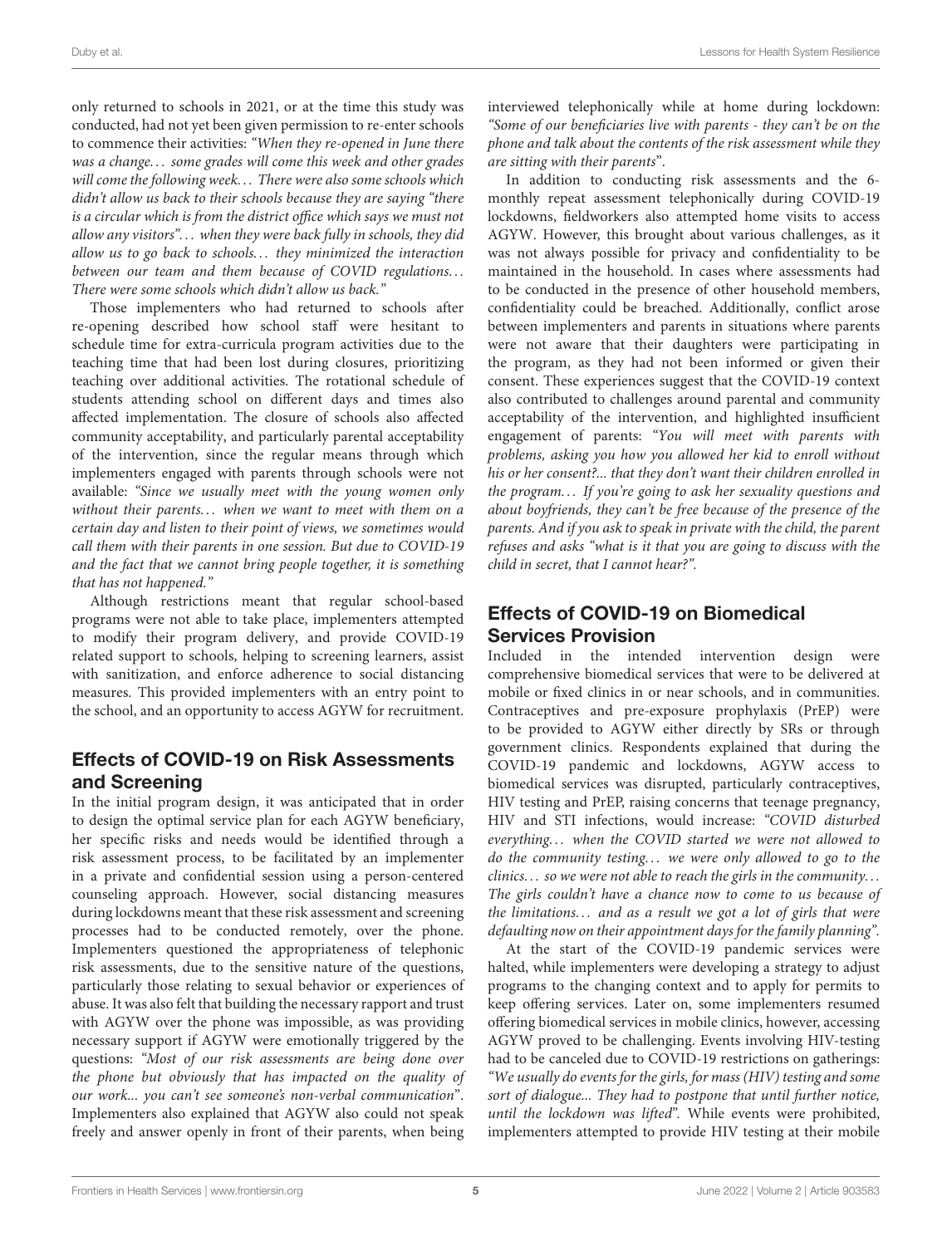only returned to schools in 2021, or at the time this study was conducted, had not yet been given permission to re-enter schools to commence their activities: *"When they re-opened in June there was a change… some grades will come this week and other grades will come the following week… There were also some schools which didn't allow us back to their schools because they are saying "there is a circular which is from the district office which says we must not allow any visitors"… when they were back fully in schools, they did allow us to go back to schools… they minimized the interaction between our team and them because of COVID regulations… There were some schools which didn't allow us back."*

Those implementers who had returned to schools after re-opening described how school staff were hesitant to schedule time for extra-curricula program activities due to the teaching time that had been lost during closures, prioritizing teaching over additional activities. The rotational schedule of students attending school on different days and times also affected implementation. The closure of schools also affected community acceptability, and particularly parental acceptability of the intervention, since the regular means through which implementers engaged with parents through schools were not available: *"Since we usually meet with the young women only without their parents… when we want to meet with them on a certain day and listen to their point of views, we sometimes would call them with their parents in one session. But due to COVID-19 and the fact that we cannot bring people together, it is something that has not happened."*

Although restrictions meant that regular school-based programs were not able to take place, implementers attempted to modify their program delivery, and provide COVID-19 related support to schools, helping to screening learners, assist with sanitization, and enforce adherence to social distancing measures. This provided implementers with an entry point to the school, and an opportunity to access AGYW for recruitment.

## Effects of COVID-19 on Risk Assessments and Screening

In the initial program design, it was anticipated that in order to design the optimal service plan for each AGYW beneficiary, her specific risks and needs would be identified through a risk assessment process, to be facilitated by an implementer in a private and confidential session using a person-centered counseling approach. However, social distancing measures during lockdowns meant that these risk assessment and screening processes had to be conducted remotely, over the phone. Implementers questioned the appropriateness of telephonic risk assessments, due to the sensitive nature of the questions, particularly those relating to sexual behavior or experiences of abuse. It was also felt that building the necessary rapport and trust with AGYW over the phone was impossible, as was providing necessary support if AGYW were emotionally triggered by the questions: *"Most of our risk assessments are being done over the phone but obviously that has impacted on the quality of our work... you can't see someone's non-verbal communication"*. Implementers also explained that AGYW also could not speak freely and answer openly in front of their parents, when being interviewed telephonically while at home during lockdown: *"Some of our beneficiaries live with parents - they can't be on the phone and talk about the contents of the risk assessment while they are sitting with their parents"*.

In addition to conducting risk assessments and the 6-monthly repeat assessment telephonically during COVID-19 lockdowns, fieldworkers also attempted home visits to access AGYW. However, this brought about various challenges, as it was not always possible for privacy and confidentiality to be maintained in the household. In cases where assessments had to be conducted in the presence of other household members, confidentiality could be breached. Additionally, conflict arose between implementers and parents in situations where parents were not aware that their daughters were participating in the program, as they had not been informed or given their consent. These experiences suggest that the COVID-19 context also contributed to challenges around parental and community acceptability of the intervention, and highlighted insufficient engagement of parents: *"You will meet with parents with problems, asking you how you allowed her kid to enroll without his or her consent?... that they don't want their children enrolled in the program… If you're going to ask her sexuality questions and about boyfriends, they can't be free because of the presence of the parents. And if you ask to speak in private with the child, the parent refuses and asks "what is it that you are going to discuss with the child in secret, that I cannot hear?"*.

## Effects of COVID-19 on Biomedical Services Provision

Included in the intended intervention design were comprehensive biomedical services that were to be delivered at mobile or fixed clinics in or near schools, and in communities. Contraceptives and pre-exposure prophylaxis (PrEP) were to be provided to AGYW either directly by SRs or through government clinics. Respondents explained that during the COVID-19 pandemic and lockdowns, AGYW access to biomedical services was disrupted, particularly contraceptives, HIV testing and PrEP, raising concerns that teenage pregnancy, HIV and STI infections, would increase: *"COVID disturbed everything… when the COVID started we were not allowed to do the community testing… we were only allowed to go to the clinics… so we were not able to reach the girls in the community… The girls couldn't have a chance now to come to us because of the limitations… and as a result we got a lot of girls that were defaulting now on their appointment days for the family planning"*.

At the start of the COVID-19 pandemic services were halted, while implementers were developing a strategy to adjust programs to the changing context and to apply for permits to keep offering services. Later on, some implementers resumed offering biomedical services in mobile clinics, however, accessing AGYW proved to be challenging. Events involving HIV-testing had to be canceled due to COVID-19 restrictions on gatherings: *"We usually do events for the girls, for mass (HIV) testing and some sort of dialogue... They had to postpone that until further notice, until the lockdown was lifted"*. While events were prohibited, implementers attempted to provide HIV testing at their mobile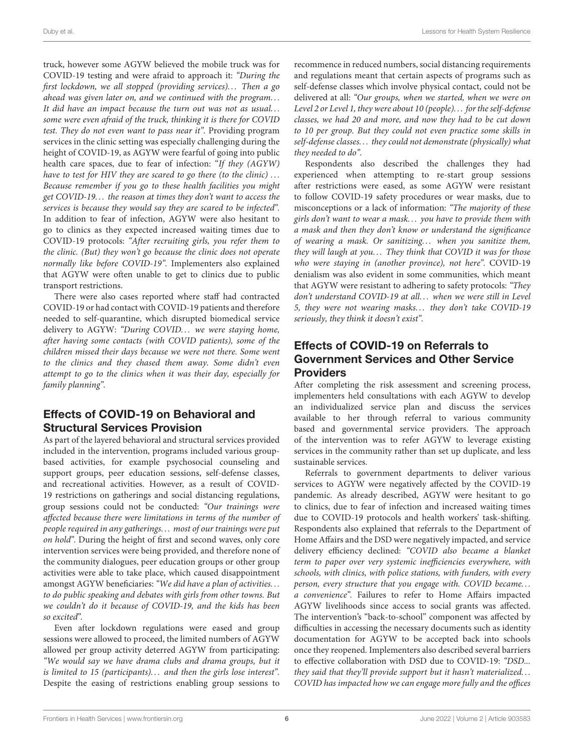truck, however some AGYW believed the mobile truck was for COVID-19 testing and were afraid to approach it: *"During the first lockdown, we all stopped (providing services)… Then a go ahead was given later on, and we continued with the program… It did have an impact because the turn out was not as usual… some were even afraid of the truck, thinking it is there for COVID test. They do not even want to pass near it"*. Providing program services in the clinic setting was especially challenging during the height of COVID-19, as AGYW were fearful of going into public health care spaces, due to fear of infection: "*If they (AGYW) have to test for HIV they are scared to go there (to the clinic) … Because remember if you go to these health facilities you might get COVID-19… the reason at times they don't want to access the services is because they would say they are scared to be infected"*. In addition to fear of infection, AGYW were also hesitant to go to clinics as they expected increased waiting times due to COVID-19 protocols: *"After recruiting girls, you refer them to the clinic. (But) they won't go because the clinic does not operate normally like before COVID-19"*. Implementers also explained that AGYW were often unable to get to clinics due to public transport restrictions.

There were also cases reported where staff had contracted COVID-19 or had contact with COVID-19 patients and therefore needed to self-quarantine, which disrupted biomedical service delivery to AGYW: *"During COVID… we were staying home, after having some contacts (with COVID patients), some of the children missed their days because we were not there. Some went to the clinics and they chased them away. Some didn't even attempt to go to the clinics when it was their day, especially for family planning"*.

## Effects of COVID-19 on Behavioral and Structural Services Provision

As part of the layered behavioral and structural services provided included in the intervention, programs included various group-based activities, for example psychosocial counseling and support groups, peer education sessions, self-defense classes, and recreational activities. However, as a result of COVID-19 restrictions on gatherings and social distancing regulations, group sessions could not be conducted: *"Our trainings were affected because there were limitations in terms of the number of people required in any gatherings… most of our trainings were put on hold"*. During the height of first and second waves, only core intervention services were being provided, and therefore none of the community dialogues, peer education groups or other group activities were able to take place, which caused disappointment amongst AGYW beneficiaries: *"We did have a plan of activities… to do public speaking and debates with girls from other towns. But we couldn't do it because of COVID-19, and the kids has been so excited"*.

Even after lockdown regulations were eased and group sessions were allowed to proceed, the limited numbers of AGYW allowed per group activity deterred AGYW from participating: *"We would say we have drama clubs and drama groups, but it is limited to 15 (participants)… and then the girls lose interest"*. Despite the easing of restrictions enabling group sessions to recommence in reduced numbers, social distancing requirements and regulations meant that certain aspects of programs such as self-defense classes which involve physical contact, could not be delivered at all: *"Our groups, when we started, when we were on Level 2 or Level 1, they were about 10 (people)… for the self-defense classes, we had 20 and more, and now they had to be cut down to 10 per group. But they could not even practice some skills in self-defense classes… they could not demonstrate (physically) what they needed to do"*.

Respondents also described the challenges they had experienced when attempting to re-start group sessions after restrictions were eased, as some AGYW were resistant to follow COVID-19 safety procedures or wear masks, due to misconceptions or a lack of information: *"The majority of these girls don't want to wear a mask… you have to provide them with a mask and then they don't know or understand the significance of wearing a mask. Or sanitizing… when you sanitize them, they will laugh at you… They think that COVID it was for those who were staying in (another province), not here"*. COVID-19 denialism was also evident in some communities, which meant that AGYW were resistant to adhering to safety protocols: *"They don't understand COVID-19 at all… when we were still in Level 5, they were not wearing masks… they don't take COVID-19 seriously, they think it doesn't exist"*.

## Effects of COVID-19 on Referrals to Government Services and Other Service Providers

After completing the risk assessment and screening process, implementers held consultations with each AGYW to develop an individualized service plan and discuss the services available to her through referral to various community based and governmental service providers. The approach of the intervention was to refer AGYW to leverage existing services in the community rather than set up duplicate, and less sustainable services.

Referrals to government departments to deliver various services to AGYW were negatively affected by the COVID-19 pandemic. As already described, AGYW were hesitant to go to clinics, due to fear of infection and increased waiting times due to COVID-19 protocols and health workers' task-shifting. Respondents also explained that referrals to the Department of Home Affairs and the DSD were negatively impacted, and service delivery efficiency declined: *"COVID also became a blanket term to paper over very systemic inefficiencies everywhere, with schools, with clinics, with police stations, with funders, with every person, every structure that you engage with. COVID became… a convenience"*. Failures to refer to Home Affairs impacted AGYW livelihoods since access to social grants was affected. The intervention's "back-to-school" component was affected by difficulties in accessing the necessary documents such as identity documentation for AGYW to be accepted back into schools once they reopened. Implementers also described several barriers to effective collaboration with DSD due to COVID-19: *"DSD... they said that they'll provide support but it hasn't materialized… COVID has impacted how we can engage more fully and the offices*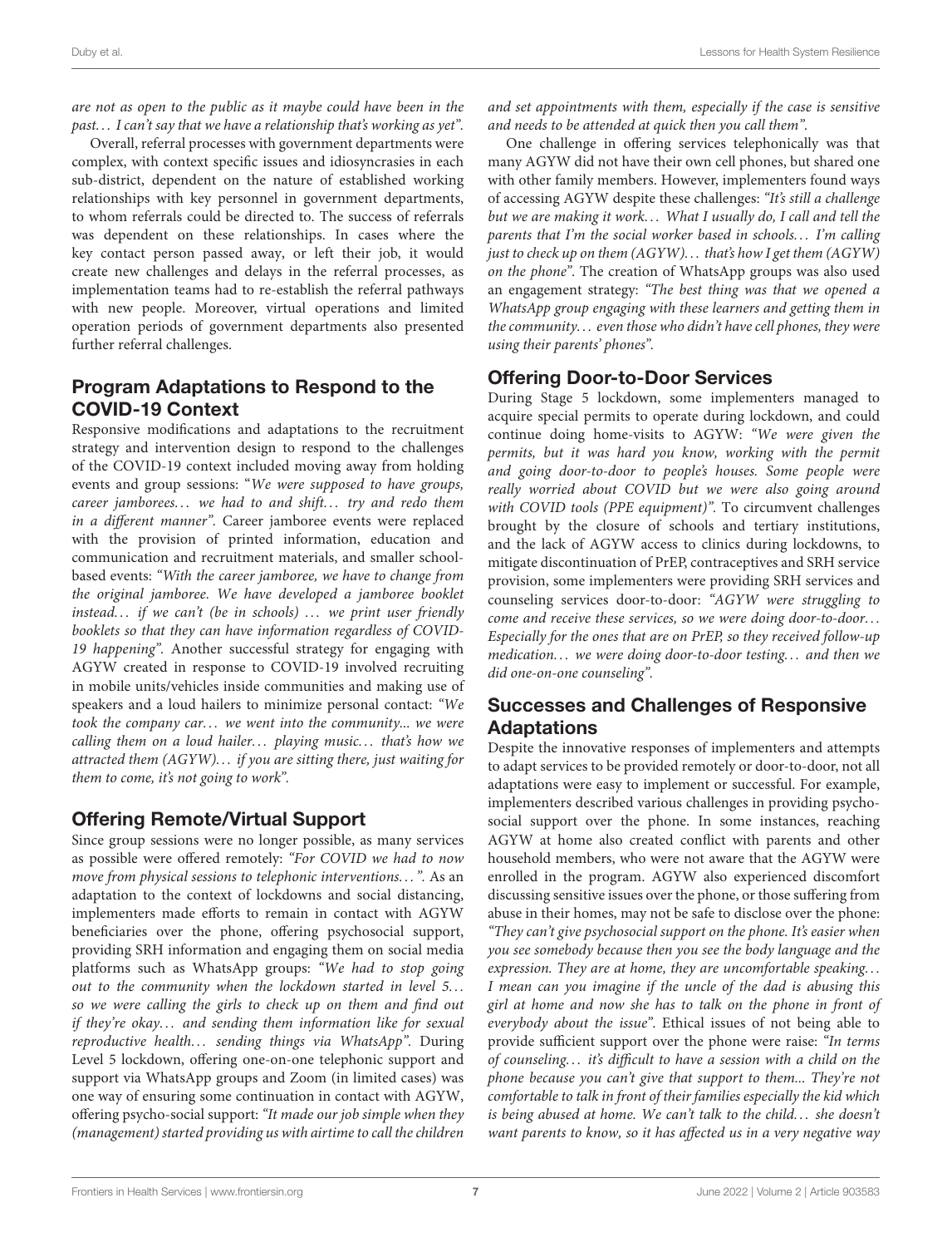*are not as open to the public as it maybe could have been in the past... I can't say that we have a relationship that's working as yet".*

Overall, referral processes with government departments were complex, with context specific issues and idiosyncracies in each sub-district, dependent on the nature of established working relationships with key personnel in government departments, to whom referrals could be directed to. The success of referrals was dependent on these relationships. In cases where the key contact person passed away, or left their job, it would create new challenges and delays in the referral processes, as implementation teams had to re-establish the referral pathways with new people. Moreover, virtual operations and limited operation periods of government departments also presented further referral challenges.

## Program Adaptations to Respond to the COVID-19 Context

Responsive modifications and adaptations to the recruitment strategy and intervention design to respond to the challenges of the COVID-19 context included moving away from holding events and group sessions: "*We were supposed to have groups, career jamborees... we had to and shift... try and redo them in a different manner*". Career jamboree events were replaced with the provision of printed information, education and communication and recruitment materials, and smaller school-based events: *"With the career jamboree, we have to change from the original jamboree. We have developed a jamboree booklet instead... if we can't (be in schools) ... we print user friendly booklets so that they can have information regardless of COVID-19 happening"*. Another successful strategy for engaging with AGYW created in response to COVID-19 involved recruiting in mobile units/vehicles inside communities and making use of speakers and a loud hailers to minimize personal contact: *"We took the company car... we went into the community... we were calling them on a loud hailer... playing music... that's how we attracted them (AGYW)... if you are sitting there, just waiting for them to come, it's not going to work"*.

## Offering Remote/Virtual Support

Since group sessions were no longer possible, as many services as possible were offered remotely: *"For COVID we had to now move from physical sessions to telephonic interventions..."*. As an adaptation to the context of lockdowns and social distancing, implementers made efforts to remain in contact with AGYW beneficiaries over the phone, offering psychosocial support, providing SRH information and engaging them on social media platforms such as WhatsApp groups: "*We had to stop going out to the community when the lockdown started in level 5... so we were calling the girls to check up on them and find out if they're okay... and sending them information like for sexual reproductive health... sending things via WhatsApp*". During Level 5 lockdown, offering one-on-one telephonic support and support via WhatsApp groups and Zoom (in limited cases) was one way of ensuring some continuation in contact with AGYW, offering psycho-social support: *"It made our job simple when they (management) started providing us with airtime to call the children and set appointments with them, especially if the case is sensitive and needs to be attended at quick then you call them"*.

One challenge in offering services telephonically was that many AGYW did not have their own cell phones, but shared one with other family members. However, implementers found ways of accessing AGYW despite these challenges: *"It's still a challenge but we are making it work... What I usually do, I call and tell the parents that I'm the social worker based in schools... I'm calling just to check up on them (AGYW)... that's how I get them (AGYW) on the phone"*. The creation of WhatsApp groups was also used an engagement strategy: *"The best thing was that we opened a WhatsApp group engaging with these learners and getting them in the community... even those who didn't have cell phones, they were using their parents' phones"*.

## Offering Door-to-Door Services

During Stage 5 lockdown, some implementers managed to acquire special permits to operate during lockdown, and could continue doing home-visits to AGYW: "*We were given the permits, but it was hard you know, working with the permit and going door-to-door to people's houses. Some people were really worried about COVID but we were also going around with COVID tools (PPE equipment)*". To circumvent challenges brought by the closure of schools and tertiary institutions, and the lack of AGYW access to clinics during lockdowns, to mitigate discontinuation of PrEP, contraceptives and SRH service provision, some implementers were providing SRH services and counseling services door-to-door: *"AGYW were struggling to come and receive these services, so we were doing door-to-door... Especially for the ones that are on PrEP, so they received follow-up medication... we were doing door-to-door testing... and then we did one-on-one counseling"*.

## Successes and Challenges of Responsive Adaptations

Despite the innovative responses of implementers and attempts to adapt services to be provided remotely or door-to-door, not all adaptations were easy to implement or successful. For example, implementers described various challenges in providing psycho-social support over the phone. In some instances, reaching AGYW at home also created conflict with parents and other household members, who were not aware that the AGYW were enrolled in the program. AGYW also experienced discomfort discussing sensitive issues over the phone, or those suffering from abuse in their homes, may not be safe to disclose over the phone: *"They can't give psychosocial support on the phone. It's easier when you see somebody because then you see the body language and the expression. They are at home, they are uncomfortable speaking... I mean can you imagine if the uncle of the dad is abusing this girl at home and now she has to talk on the phone in front of everybody about the issue"*. Ethical issues of not being able to provide sufficient support over the phone were raise: *"In terms of counseling... it's difficult to have a session with a child on the phone because you can't give that support to them... They're not comfortable to talk in front of their families especially the kid which is being abused at home. We can't talk to the child... she doesn't want parents to know, so it has affected us in a very negative way*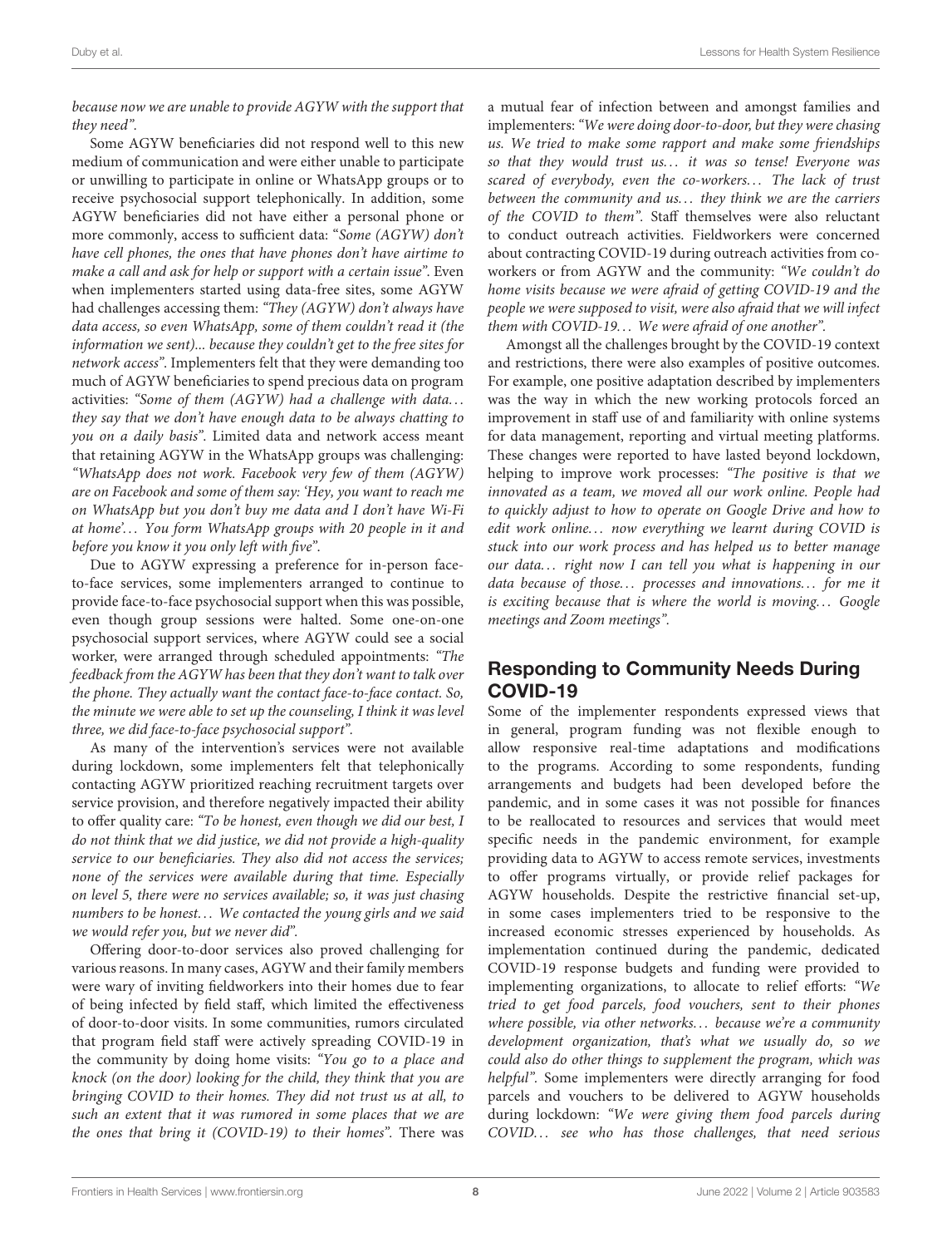*because now we are unable to provide AGYW with the support that they need".*

Some AGYW beneficiaries did not respond well to this new medium of communication and were either unable to participate or unwilling to participate in online or WhatsApp groups or to receive psychosocial support telephonically. In addition, some AGYW beneficiaries did not have either a personal phone or more commonly, access to sufficient data: "*Some (AGYW) don't have cell phones, the ones that have phones don't have airtime to make a call and ask for help or support with a certain issue*". Even when implementers started using data-free sites, some AGYW had challenges accessing them: *"They (AGYW) don't always have data access, so even WhatsApp, some of them couldn't read it (the information we sent)... because they couldn't get to the free sites for network access"*. Implementers felt that they were demanding too much of AGYW beneficiaries to spend precious data on program activities: *"Some of them (AGYW) had a challenge with data... they say that we don't have enough data to be always chatting to you on a daily basis"*. Limited data and network access meant that retaining AGYW in the WhatsApp groups was challenging: *"WhatsApp does not work. Facebook very few of them (AGYW) are on Facebook and some of them say: 'Hey, you want to reach me on WhatsApp but you don't buy me data and I don't have Wi-Fi at home'... You form WhatsApp groups with 20 people in it and before you know it you only left with five"*.

Due to AGYW expressing a preference for in-person face-to-face services, some implementers arranged to continue to provide face-to-face psychosocial support when this was possible, even though group sessions were halted. Some one-on-one psychosocial support services, where AGYW could see a social worker, were arranged through scheduled appointments: *"The feedback from the AGYW has been that they don't want to talk over the phone. They actually want the contact face-to-face contact. So, the minute we were able to set up the counseling, I think it was level three, we did face-to-face psychosocial support"*.

As many of the intervention's services were not available during lockdown, some implementers felt that telephonically contacting AGYW prioritized reaching recruitment targets over service provision, and therefore negatively impacted their ability to offer quality care: *"To be honest, even though we did our best, I do not think that we did justice, we did not provide a high-quality service to our beneficiaries. They also did not access the services; none of the services were available during that time. Especially on level 5, there were no services available; so, it was just chasing numbers to be honest... We contacted the young girls and we said we would refer you, but we never did"*.

Offering door-to-door services also proved challenging for various reasons. In many cases, AGYW and their family members were wary of inviting fieldworkers into their homes due to fear of being infected by field staff, which limited the effectiveness of door-to-door visits. In some communities, rumors circulated that program field staff were actively spreading COVID-19 in the community by doing home visits: *"You go to a place and knock (on the door) looking for the child, they think that you are bringing COVID to their homes. They did not trust us at all, to such an extent that it was rumored in some places that we are the ones that bring it (COVID-19) to their homes"*. There was a mutual fear of infection between and amongst families and implementers: *"We were doing door-to-door, but they were chasing us. We tried to make some rapport and make some friendships so that they would trust us... it was so tense! Everyone was scared of everybody, even the co-workers... The lack of trust between the community and us... they think we are the carriers of the COVID to them"*. Staff themselves were also reluctant to conduct outreach activities. Fieldworkers were concerned about contracting COVID-19 during outreach activities from co-workers or from AGYW and the community: *"We couldn't do home visits because we were afraid of getting COVID-19 and the people we were supposed to visit, were also afraid that we will infect them with COVID-19... We were afraid of one another"*.

Amongst all the challenges brought by the COVID-19 context and restrictions, there were also examples of positive outcomes. For example, one positive adaptation described by implementers was the way in which the new working protocols forced an improvement in staff use of and familiarity with online systems for data management, reporting and virtual meeting platforms. These changes were reported to have lasted beyond lockdown, helping to improve work processes: *"The positive is that we innovated as a team, we moved all our work online. People had to quickly adjust to how to operate on Google Drive and how to edit work online... now everything we learnt during COVID is stuck into our work process and has helped us to better manage our data... right now I can tell you what is happening in our data because of those... processes and innovations... for me it is exciting because that is where the world is moving... Google meetings and Zoom meetings"*.

## Responding to Community Needs During COVID-19

Some of the implementer respondents expressed views that in general, program funding was not flexible enough to allow responsive real-time adaptations and modifications to the programs. According to some respondents, funding arrangements and budgets had been developed before the pandemic, and in some cases it was not possible for finances to be reallocated to resources and services that would meet specific needs in the pandemic environment, for example providing data to AGYW to access remote services, investments to offer programs virtually, or provide relief packages for AGYW households. Despite the restrictive financial set-up, in some cases implementers tried to be responsive to the increased economic stresses experienced by households. As implementation continued during the pandemic, dedicated COVID-19 response budgets and funding were provided to implementing organizations, to allocate to relief efforts: *"We tried to get food parcels, food vouchers, sent to their phones where possible, via other networks... because we're a community development organization, that's what we usually do, so we could also do other things to supplement the program, which was helpful"*. Some implementers were directly arranging for food parcels and vouchers to be delivered to AGYW households during lockdown: *"We were giving them food parcels during COVID... see who has those challenges, that need serious*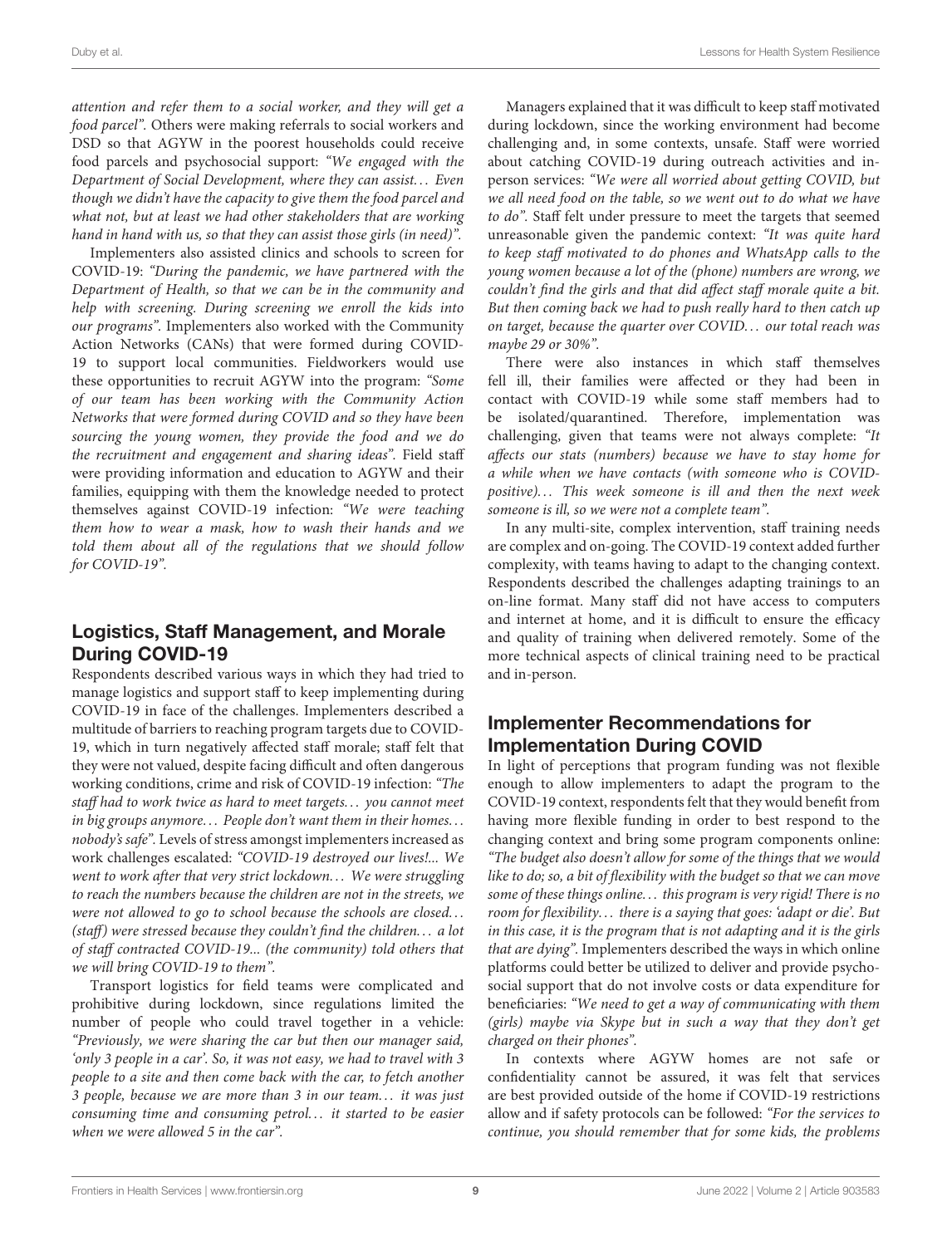*attention and refer them to a social worker, and they will get a food parcel".* Others were making referrals to social workers and DSD so that AGYW in the poorest households could receive food parcels and psychosocial support: *"We engaged with the Department of Social Development, where they can assist... Even though we didn't have the capacity to give them the food parcel and what not, but at least we had other stakeholders that are working hand in hand with us, so that they can assist those girls (in need)".*

Implementers also assisted clinics and schools to screen for COVID-19: *"During the pandemic, we have partnered with the Department of Health, so that we can be in the community and help with screening. During screening we enroll the kids into our programs".* Implementers also worked with the Community Action Networks (CANs) that were formed during COVID-19 to support local communities. Fieldworkers would use these opportunities to recruit AGYW into the program: *"Some of our team has been working with the Community Action Networks that were formed during COVID and so they have been sourcing the young women, they provide the food and we do the recruitment and engagement and sharing ideas".* Field staff were providing information and education to AGYW and their families, equipping with them the knowledge needed to protect themselves against COVID-19 infection: *"We were teaching them how to wear a mask, how to wash their hands and we told them about all of the regulations that we should follow for COVID-19".*

## Logistics, Staff Management, and Morale During COVID-19

Respondents described various ways in which they had tried to manage logistics and support staff to keep implementing during COVID-19 in face of the challenges. Implementers described a multitude of barriers to reaching program targets due to COVID-19, which in turn negatively affected staff morale; staff felt that they were not valued, despite facing difficult and often dangerous working conditions, crime and risk of COVID-19 infection: *"The staff had to work twice as hard to meet targets... you cannot meet in big groups anymore... People don't want them in their homes... nobody's safe".* Levels of stress amongst implementers increased as work challenges escalated: *"COVID-19 destroyed our lives!... We went to work after that very strict lockdown... We were struggling to reach the numbers because the children are not in the streets, we were not allowed to go to school because the schools are closed... (staff) were stressed because they couldn't find the children... a lot of staff contracted COVID-19... (the community) told others that we will bring COVID-19 to them".*

Transport logistics for field teams were complicated and prohibitive during lockdown, since regulations limited the number of people who could travel together in a vehicle: *"Previously, we were sharing the car but then our manager said, 'only 3 people in a car'. So, it was not easy, we had to travel with 3 people to a site and then come back with the car, to fetch another 3 people, because we are more than 3 in our team... it was just consuming time and consuming petrol... it started to be easier when we were allowed 5 in the car".*

Managers explained that it was difficult to keep staff motivated during lockdown, since the working environment had become challenging and, in some contexts, unsafe. Staff were worried about catching COVID-19 during outreach activities and in-person services: *"We were all worried about getting COVID, but we all need food on the table, so we went out to do what we have to do".* Staff felt under pressure to meet the targets that seemed unreasonable given the pandemic context: *"It was quite hard to keep staff motivated to do phones and WhatsApp calls to the young women because a lot of the (phone) numbers are wrong, we couldn't find the girls and that did affect staff morale quite a bit. But then coming back we had to push really hard to then catch up on target, because the quarter over COVID... our total reach was maybe 29 or 30%".*

There were also instances in which staff themselves fell ill, their families were affected or they had been in contact with COVID-19 while some staff members had to be isolated/quarantined. Therefore, implementation was challenging, given that teams were not always complete: *"It affects our stats (numbers) because we have to stay home for a while when we have contacts (with someone who is COVID-positive)... This week someone is ill and then the next week someone is ill, so we were not a complete team".*

In any multi-site, complex intervention, staff training needs are complex and on-going. The COVID-19 context added further complexity, with teams having to adapt to the changing context. Respondents described the challenges adapting trainings to an on-line format. Many staff did not have access to computers and internet at home, and it is difficult to ensure the efficacy and quality of training when delivered remotely. Some of the more technical aspects of clinical training need to be practical and in-person.

## Implementer Recommendations for Implementation During COVID

In light of perceptions that program funding was not flexible enough to allow implementers to adapt the program to the COVID-19 context, respondents felt that they would benefit from having more flexible funding in order to best respond to the changing context and bring some program components online: *"The budget also doesn't allow for some of the things that we would like to do; so, a bit of flexibility with the budget so that we can move some of these things online... this program is very rigid! There is no room for flexibility... there is a saying that goes: 'adapt or die'. But in this case, it is the program that is not adapting and it is the girls that are dying".* Implementers described the ways in which online platforms could better be utilized to deliver and provide psycho-social support that do not involve costs or data expenditure for beneficiaries: *"We need to get a way of communicating with them (girls) maybe via Skype but in such a way that they don't get charged on their phones".*

In contexts where AGYW homes are not safe or confidentiality cannot be assured, it was felt that services are best provided outside of the home if COVID-19 restrictions allow and if safety protocols can be followed: *"For the services to continue, you should remember that for some kids, the problems*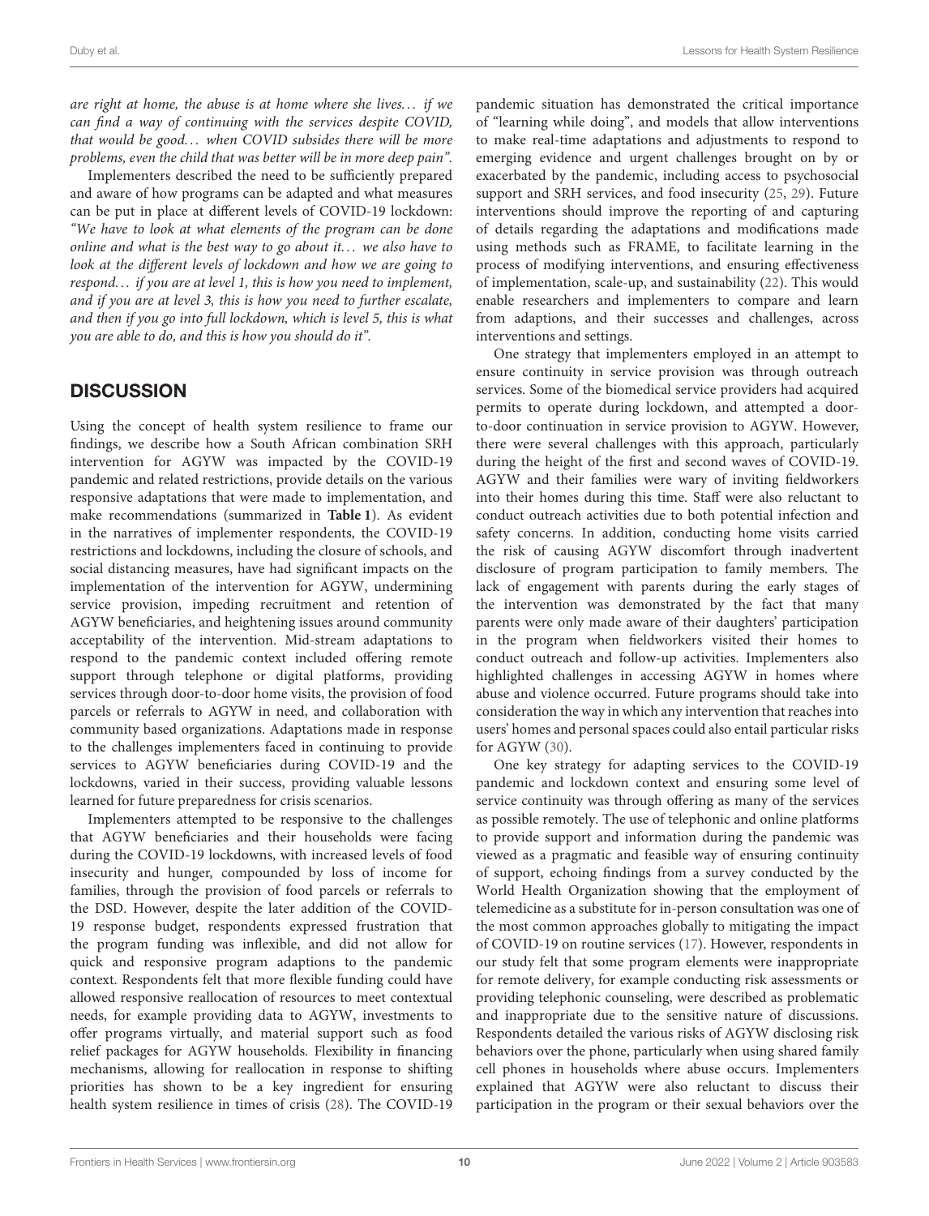*are right at home, the abuse is at home where she lives… if we can find a way of continuing with the services despite COVID, that would be good… when COVID subsides there will be more problems, even the child that was better will be in more deep pain".*

Implementers described the need to be sufficiently prepared and aware of how programs can be adapted and what measures can be put in place at different levels of COVID-19 lockdown: *"We have to look at what elements of the program can be done online and what is the best way to go about it… we also have to look at the different levels of lockdown and how we are going to respond… if you are at level 1, this is how you need to implement, and if you are at level 3, this is how you need to further escalate, and then if you go into full lockdown, which is level 5, this is what you are able to do, and this is how you should do it".*

## DISCUSSION

Using the concept of health system resilience to frame our findings, we describe how a South African combination SRH intervention for AGYW was impacted by the COVID-19 pandemic and related restrictions, provide details on the various responsive adaptations that were made to implementation, and make recommendations (summarized in **Table 1**). As evident in the narratives of implementer respondents, the COVID-19 restrictions and lockdowns, including the closure of schools, and social distancing measures, have had significant impacts on the implementation of the intervention for AGYW, undermining service provision, impeding recruitment and retention of AGYW beneficiaries, and heightening issues around community acceptability of the intervention. Mid-stream adaptations to respond to the pandemic context included offering remote support through telephone or digital platforms, providing services through door-to-door home visits, the provision of food parcels or referrals to AGYW in need, and collaboration with community based organizations. Adaptations made in response to the challenges implementers faced in continuing to provide services to AGYW beneficiaries during COVID-19 and the lockdowns, varied in their success, providing valuable lessons learned for future preparedness for crisis scenarios.

Implementers attempted to be responsive to the challenges that AGYW beneficiaries and their households were facing during the COVID-19 lockdowns, with increased levels of food insecurity and hunger, compounded by loss of income for families, through the provision of food parcels or referrals to the DSD. However, despite the later addition of the COVID-19 response budget, respondents expressed frustration that the program funding was inflexible, and did not allow for quick and responsive program adaptions to the pandemic context. Respondents felt that more flexible funding could have allowed responsive reallocation of resources to meet contextual needs, for example providing data to AGYW, investments to offer programs virtually, and material support such as food relief packages for AGYW households. Flexibility in financing mechanisms, allowing for reallocation in response to shifting priorities has shown to be a key ingredient for ensuring health system resilience in times of crisis (28). The COVID-19 pandemic situation has demonstrated the critical importance of "learning while doing", and models that allow interventions to make real-time adaptations and adjustments to respond to emerging evidence and urgent challenges brought on by or exacerbated by the pandemic, including access to psychosocial support and SRH services, and food insecurity (25, 29). Future interventions should improve the reporting of and capturing of details regarding the adaptations and modifications made using methods such as FRAME, to facilitate learning in the process of modifying interventions, and ensuring effectiveness of implementation, scale-up, and sustainability (22). This would enable researchers and implementers to compare and learn from adaptions, and their successes and challenges, across interventions and settings.

One strategy that implementers employed in an attempt to ensure continuity in service provision was through outreach services. Some of the biomedical service providers had acquired permits to operate during lockdown, and attempted a door-to-door continuation in service provision to AGYW. However, there were several challenges with this approach, particularly during the height of the first and second waves of COVID-19. AGYW and their families were wary of inviting fieldworkers into their homes during this time. Staff were also reluctant to conduct outreach activities due to both potential infection and safety concerns. In addition, conducting home visits carried the risk of causing AGYW discomfort through inadvertent disclosure of program participation to family members. The lack of engagement with parents during the early stages of the intervention was demonstrated by the fact that many parents were only made aware of their daughters' participation in the program when fieldworkers visited their homes to conduct outreach and follow-up activities. Implementers also highlighted challenges in accessing AGYW in homes where abuse and violence occurred. Future programs should take into consideration the way in which any intervention that reaches into users' homes and personal spaces could also entail particular risks for AGYW (30).

One key strategy for adapting services to the COVID-19 pandemic and lockdown context and ensuring some level of service continuity was through offering as many of the services as possible remotely. The use of telephonic and online platforms to provide support and information during the pandemic was viewed as a pragmatic and feasible way of ensuring continuity of support, echoing findings from a survey conducted by the World Health Organization showing that the employment of telemedicine as a substitute for in-person consultation was one of the most common approaches globally to mitigating the impact of COVID-19 on routine services (17). However, respondents in our study felt that some program elements were inappropriate for remote delivery, for example conducting risk assessments or providing telephonic counseling, were described as problematic and inappropriate due to the sensitive nature of discussions. Respondents detailed the various risks of AGYW disclosing risk behaviors over the phone, particularly when using shared family cell phones in households where abuse occurs. Implementers explained that AGYW were also reluctant to discuss their participation in the program or their sexual behaviors over the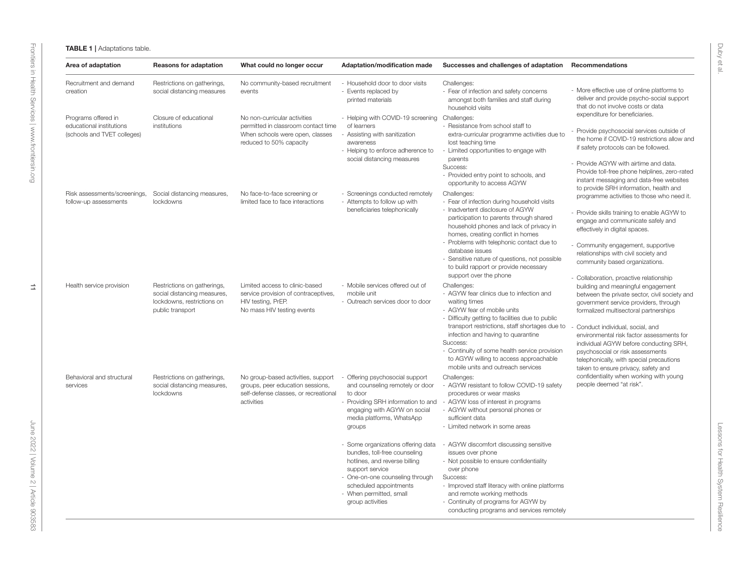**TABLE 1** | Adaptations table.

| Area of adaptation | Reasons for adaptation | What could no longer occur | Adaptation/modification made | Successes and challenges of adaptation | Recommendations |
|---|---|---|---|---|---|
| Recruitment and demand creation | Restrictions on gatherings, social distancing measures | No community-based recruitment events | - Household door to door visits<br>- Events replaced by printed materials | Challenges:<br>- Fear of infection and safety concerns amongst both families and staff during household visits | - More effective use of online platforms to deliver and provide psycho-social support that do not involve costs or data expenditure for beneficiaries.<br>- Provide psychosocial services outside of the home if COVID-19 restrictions allow and if safety protocols can be followed.<br>- Provide AGYW with airtime and data. Provide toll-free phone helplines, zero-rated instant messaging and data-free websites to provide SRH information, health and programme activities to those who need it.<br>- Provide skills training to enable AGYW to engage and communicate safely and effectively in digital spaces.<br>- Community engagement, supportive relationships with civil society and community based organizations.<br>- Collaboration, proactive relationship building and meaningful engagement between the private sector, civil society and government service providers, through formalized multisectoral partnerships<br>- Conduct individual, social, and environmental risk factor assessments for individual AGYW before conducting SRH, psychosocial or risk assessments telephonically, with special precautions taken to ensure privacy, safety and confidentiality when working with young people deemed "at risk". |
| Programs offered in educational institutions (schools and TVET colleges) | Closure of educational institutions | No non-curricular activities permitted in classroom contact time<br>When schools were open, classes reduced to 50% capacity | - Helping with COVID-19 screening of learners<br>- Assisting with sanitization awareness<br>- Helping to enforce adherence to social distancing measures | Challenges:<br>- Resistance from school staff to extra-curricular programme activities due to lost teaching time<br>- Limited opportunities to engage with parents<br>Success:<br>- Provided entry point to schools, and opportunity to access AGYW | |
| Risk assessments/screenings, follow-up assessments | Social distancing measures, lockdowns | No face-to-face screening or limited face to face interactions | - Screenings conducted remotely<br>- Attempts to follow up with beneficiaries telephonically | Challenges:<br>- Fear of infection during household visits<br>- Inadvertent disclosure of AGYW participation to parents through shared household phones and lack of privacy in homes, creating conflict in homes<br>- Problems with telephonic contact due to database issues<br>- Sensitive nature of questions, not possible to build rapport or provide necessary support over the phone | |
| Health service provision | Restrictions on gatherings, social distancing measures, lockdowns, restrictions on public transport | Limited access to clinic-based service provision of contraceptives, HIV testing, PrEP.<br>No mass HIV testing events | - Mobile services offered out of mobile unit<br>- Outreach services door to door | Challenges:<br>- AGYW fear clinics due to infection and waiting times<br>- AGYW fear of mobile units<br>- Difficulty getting to facilities due to public transport restrictions, staff shortages due to infection and having to quarantine<br>Success:<br>- Continuity of some health service provision to AGYW willing to access approachable mobile units and outreach services | |
| Behavioral and structural services | Restrictions on gatherings, social distancing measures, lockdowns | No group-based activities, support groups, peer education sessions, self-defense classes, or recreational activities | - Offering psychosocial support and counseling remotely or door to door<br>- Providing SRH information to and engaging with AGYW on social media platforms, WhatsApp groups<br>- Some organizations offering data bundles, toll-free counseling hotlines, and reverse billing support service<br>- One-on-one counseling through scheduled appointments<br>- When permitted, small group activities | Challenges:<br>- AGYW resistant to follow COVID-19 safety procedures or wear masks<br>- AGYW loss of interest in programs<br>- AGYW without personal phones or sufficient data<br>- Limited network in some areas<br>- AGYW discomfort discussing sensitive issues over phone<br>- Not possible to ensure confidentiality over phone<br>Success:<br>- Improved staff literacy with online platforms and remote working methods<br>- Continuity of programs for AGYW by conducting programs and services remotely | |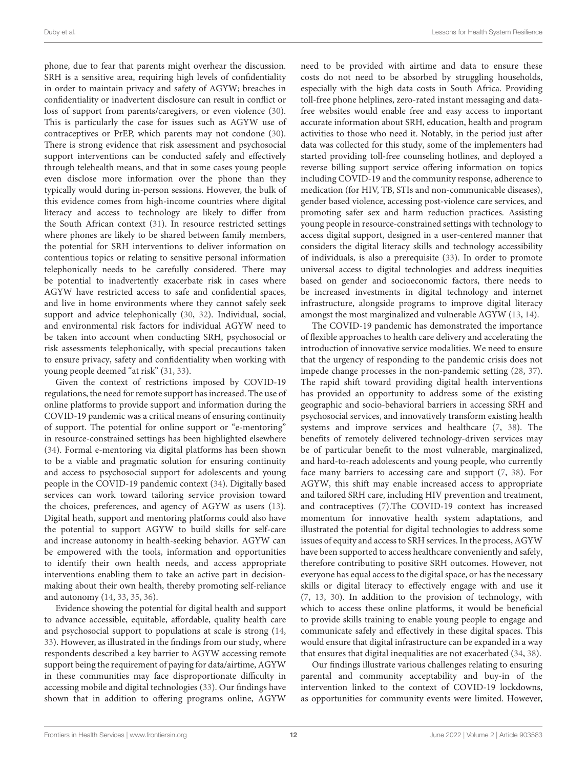phone, due to fear that parents might overhear the discussion. SRH is a sensitive area, requiring high levels of confidentiality in order to maintain privacy and safety of AGYW; breaches in confidentiality or inadvertent disclosure can result in conflict or loss of support from parents/caregivers, or even violence (30). This is particularly the case for issues such as AGYW use of contraceptives or PrEP, which parents may not condone (30). There is strong evidence that risk assessment and psychosocial support interventions can be conducted safely and effectively through telehealth means, and that in some cases young people even disclose more information over the phone than they typically would during in-person sessions. However, the bulk of this evidence comes from high-income countries where digital literacy and access to technology are likely to differ from the South African context (31). In resource restricted settings where phones are likely to be shared between family members, the potential for SRH interventions to deliver information on contentious topics or relating to sensitive personal information telephonically needs to be carefully considered. There may be potential to inadvertently exacerbate risk in cases where AGYW have restricted access to safe and confidential spaces, and live in home environments where they cannot safely seek support and advice telephonically (30, 32). Individual, social, and environmental risk factors for individual AGYW need to be taken into account when conducting SRH, psychosocial or risk assessments telephonically, with special precautions taken to ensure privacy, safety and confidentiality when working with young people deemed "at risk" (31, 33).

Given the context of restrictions imposed by COVID-19 regulations, the need for remote support has increased. The use of online platforms to provide support and information during the COVID-19 pandemic was a critical means of ensuring continuity of support. The potential for online support or "e-mentoring" in resource-constrained settings has been highlighted elsewhere (34). Formal e-mentoring via digital platforms has been shown to be a viable and pragmatic solution for ensuring continuity and access to psychosocial support for adolescents and young people in the COVID-19 pandemic context (34). Digitally based services can work toward tailoring service provision toward the choices, preferences, and agency of AGYW as users (13). Digital heath, support and mentoring platforms could also have the potential to support AGYW to build skills for self-care and increase autonomy in health-seeking behavior. AGYW can be empowered with the tools, information and opportunities to identify their own health needs, and access appropriate interventions enabling them to take an active part in decision-making about their own health, thereby promoting self-reliance and autonomy (14, 33, 35, 36).

Evidence showing the potential for digital health and support to advance accessible, equitable, affordable, quality health care and psychosocial support to populations at scale is strong (14, 33). However, as illustrated in the findings from our study, where respondents described a key barrier to AGYW accessing remote support being the requirement of paying for data/airtime, AGYW in these communities may face disproportionate difficulty in accessing mobile and digital technologies (33). Our findings have shown that in addition to offering programs online, AGYW need to be provided with airtime and data to ensure these costs do not need to be absorbed by struggling households, especially with the high data costs in South Africa. Providing toll-free phone helplines, zero-rated instant messaging and data-free websites would enable free and easy access to important accurate information about SRH, education, health and program activities to those who need it. Notably, in the period just after data was collected for this study, some of the implementers had started providing toll-free counseling hotlines, and deployed a reverse billing support service offering information on topics including COVID-19 and the community response, adherence to medication (for HIV, TB, STIs and non-communicable diseases), gender based violence, accessing post-violence care services, and promoting safer sex and harm reduction practices. Assisting young people in resource-constrained settings with technology to access digital support, designed in a user-centered manner that considers the digital literacy skills and technology accessibility of individuals, is also a prerequisite (33). In order to promote universal access to digital technologies and address inequities based on gender and socioeconomic factors, there needs to be increased investments in digital technology and internet infrastructure, alongside programs to improve digital literacy amongst the most marginalized and vulnerable AGYW (13, 14).

The COVID-19 pandemic has demonstrated the importance of flexible approaches to health care delivery and accelerating the introduction of innovative service modalities. We need to ensure that the urgency of responding to the pandemic crisis does not impede change processes in the non-pandemic setting (28, 37). The rapid shift toward providing digital health interventions has provided an opportunity to address some of the existing geographic and socio-behavioral barriers in accessing SRH and psychosocial services, and innovatively transform existing health systems and improve services and healthcare (7, 38). The benefits of remotely delivered technology-driven services may be of particular benefit to the most vulnerable, marginalized, and hard-to-reach adolescents and young people, who currently face many barriers to accessing care and support (7, 38). For AGYW, this shift may enable increased access to appropriate and tailored SRH care, including HIV prevention and treatment, and contraceptives (7).The COVID-19 context has increased momentum for innovative health system adaptations, and illustrated the potential for digital technologies to address some issues of equity and access to SRH services. In the process, AGYW have been supported to access healthcare conveniently and safely, therefore contributing to positive SRH outcomes. However, not everyone has equal access to the digital space, or has the necessary skills or digital literacy to effectively engage with and use it (7, 13, 30). In addition to the provision of technology, with which to access these online platforms, it would be beneficial to provide skills training to enable young people to engage and communicate safely and effectively in these digital spaces. This would ensure that digital infrastructure can be expanded in a way that ensures that digital inequalities are not exacerbated (34, 38).

Our findings illustrate various challenges relating to ensuring parental and community acceptability and buy-in of the intervention linked to the context of COVID-19 lockdowns, as opportunities for community events were limited. However,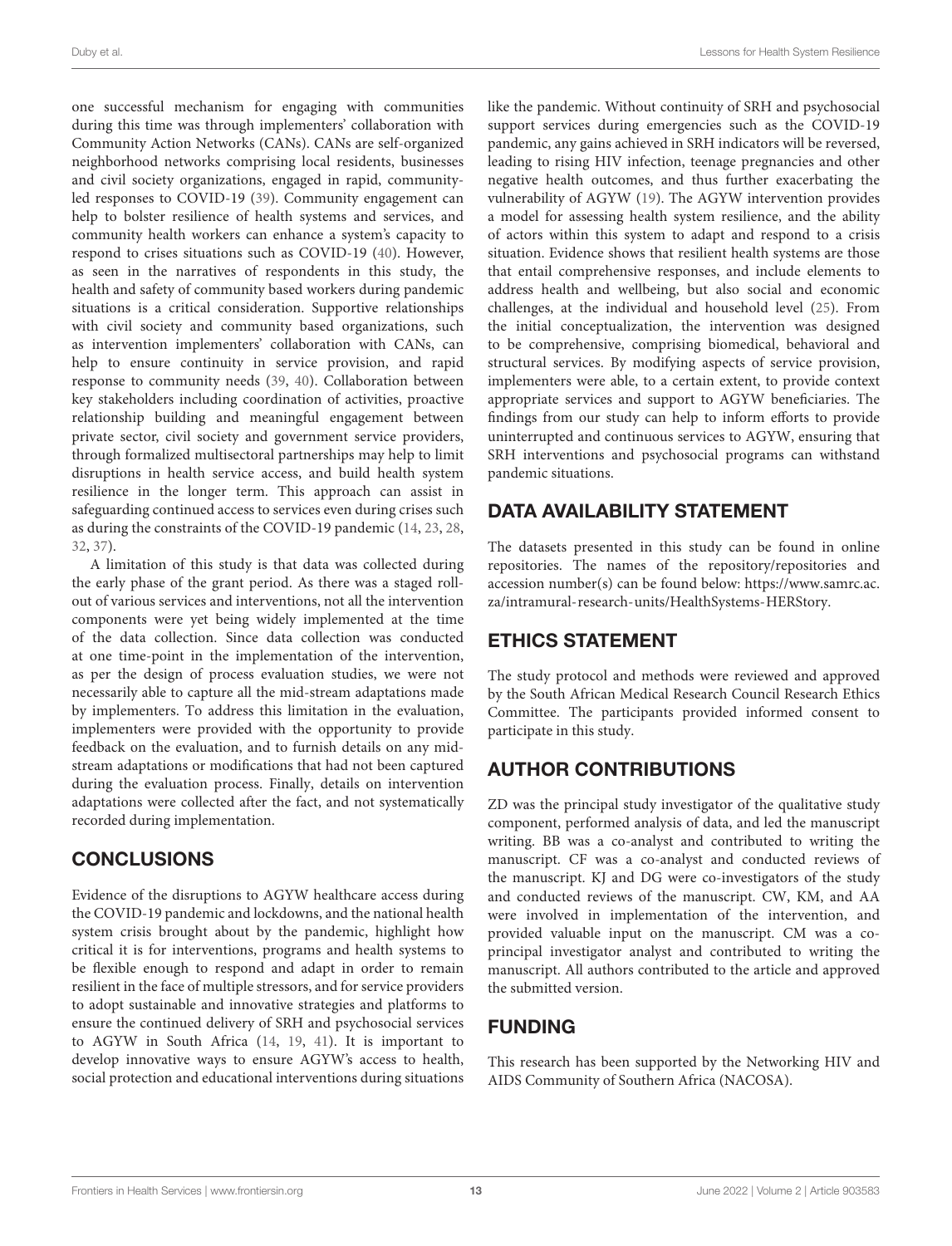one successful mechanism for engaging with communities during this time was through implementers' collaboration with Community Action Networks (CANs). CANs are self-organized neighborhood networks comprising local residents, businesses and civil society organizations, engaged in rapid, community-led responses to COVID-19 (39). Community engagement can help to bolster resilience of health systems and services, and community health workers can enhance a system's capacity to respond to crises situations such as COVID-19 (40). However, as seen in the narratives of respondents in this study, the health and safety of community based workers during pandemic situations is a critical consideration. Supportive relationships with civil society and community based organizations, such as intervention implementers' collaboration with CANs, can help to ensure continuity in service provision, and rapid response to community needs (39, 40). Collaboration between key stakeholders including coordination of activities, proactive relationship building and meaningful engagement between private sector, civil society and government service providers, through formalized multisectoral partnerships may help to limit disruptions in health service access, and build health system resilience in the longer term. This approach can assist in safeguarding continued access to services even during crises such as during the constraints of the COVID-19 pandemic (14, 23, 28, 32, 37).

A limitation of this study is that data was collected during the early phase of the grant period. As there was a staged roll-out of various services and interventions, not all the intervention components were yet being widely implemented at the time of the data collection. Since data collection was conducted at one time-point in the implementation of the intervention, as per the design of process evaluation studies, we were not necessarily able to capture all the mid-stream adaptations made by implementers. To address this limitation in the evaluation, implementers were provided with the opportunity to provide feedback on the evaluation, and to furnish details on any mid-stream adaptations or modifications that had not been captured during the evaluation process. Finally, details on intervention adaptations were collected after the fact, and not systematically recorded during implementation.

## CONCLUSIONS

Evidence of the disruptions to AGYW healthcare access during the COVID-19 pandemic and lockdowns, and the national health system crisis brought about by the pandemic, highlight how critical it is for interventions, programs and health systems to be flexible enough to respond and adapt in order to remain resilient in the face of multiple stressors, and for service providers to adopt sustainable and innovative strategies and platforms to ensure the continued delivery of SRH and psychosocial services to AGYW in South Africa (14, 19, 41). It is important to develop innovative ways to ensure AGYW's access to health, social protection and educational interventions during situations like the pandemic. Without continuity of SRH and psychosocial support services during emergencies such as the COVID-19 pandemic, any gains achieved in SRH indicators will be reversed, leading to rising HIV infection, teenage pregnancies and other negative health outcomes, and thus further exacerbating the vulnerability of AGYW (19). The AGYW intervention provides a model for assessing health system resilience, and the ability of actors within this system to adapt and respond to a crisis situation. Evidence shows that resilient health systems are those that entail comprehensive responses, and include elements to address health and wellbeing, but also social and economic challenges, at the individual and household level (25). From the initial conceptualization, the intervention was designed to be comprehensive, comprising biomedical, behavioral and structural services. By modifying aspects of service provision, implementers were able, to a certain extent, to provide context appropriate services and support to AGYW beneficiaries. The findings from our study can help to inform efforts to provide uninterrupted and continuous services to AGYW, ensuring that SRH interventions and psychosocial programs can withstand pandemic situations.

## DATA AVAILABILITY STATEMENT

The datasets presented in this study can be found in online repositories. The names of the repository/repositories and accession number(s) can be found below: https://www.samrc.ac.za/intramural-research-units/HealthSystems-HERStory.

## ETHICS STATEMENT

The study protocol and methods were reviewed and approved by the South African Medical Research Council Research Ethics Committee. The participants provided informed consent to participate in this study.

## AUTHOR CONTRIBUTIONS

ZD was the principal study investigator of the qualitative study component, performed analysis of data, and led the manuscript writing. BB was a co-analyst and contributed to writing the manuscript. CF was a co-analyst and conducted reviews of the manuscript. KJ and DG were co-investigators of the study and conducted reviews of the manuscript. CW, KM, and AA were involved in implementation of the intervention, and provided valuable input on the manuscript. CM was a co-principal investigator analyst and contributed to writing the manuscript. All authors contributed to the article and approved the submitted version.

## FUNDING

This research has been supported by the Networking HIV and AIDS Community of Southern Africa (NACOSA).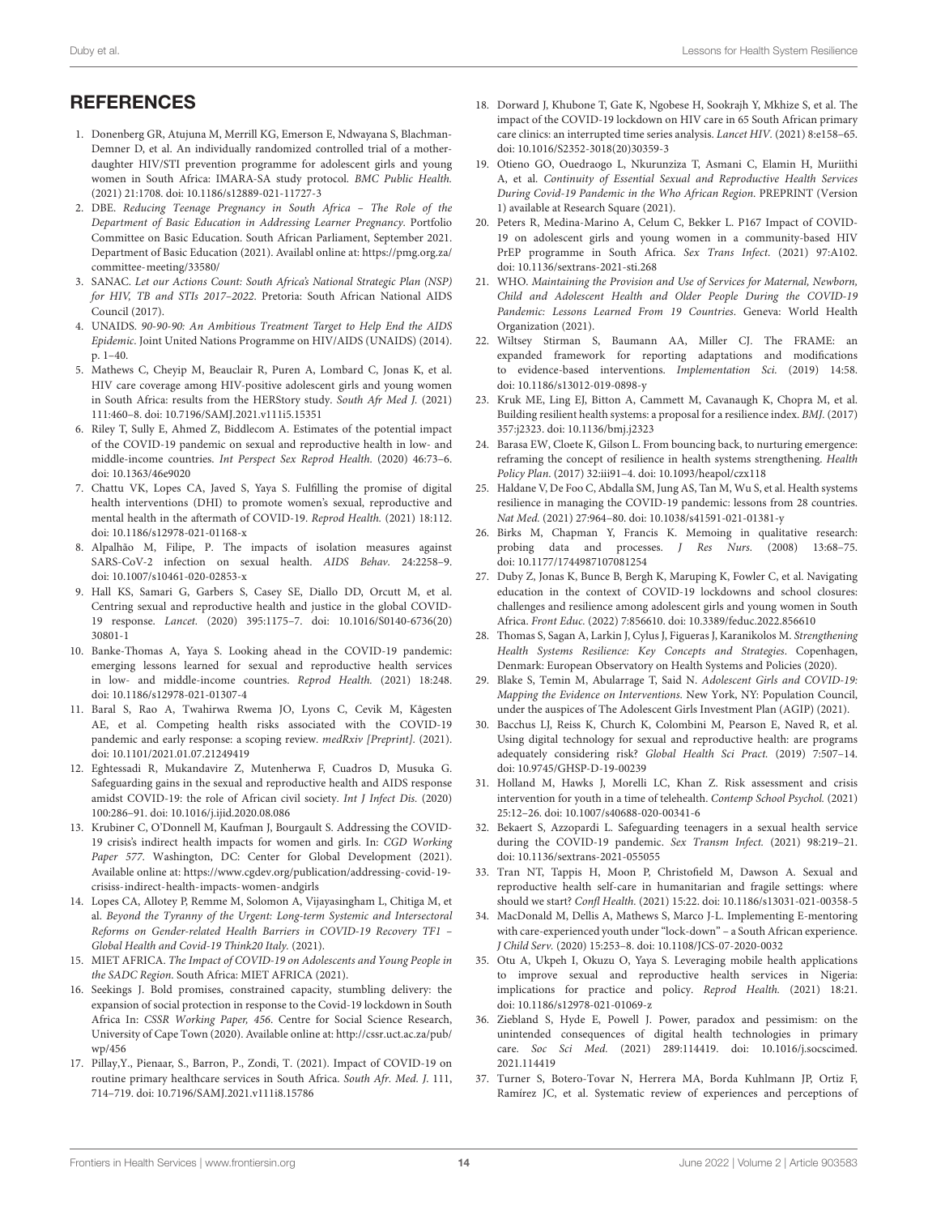## REFERENCES

1. Donenberg GR, Atujuna M, Merrill KG, Emerson E, Ndwayana S, Blachman-Demner D, et al. An individually randomized controlled trial of a mother-daughter HIV/STI prevention programme for adolescent girls and young women in South Africa: IMARA-SA study protocol. *BMC Public Health.* (2021) 21:1708. doi: 10.1186/s12889-021-11727-3
2. DBE. *Reducing Teenage Pregnancy in South Africa – The Role of the Department of Basic Education in Addressing Learner Pregnancy*. Portfolio Committee on Basic Education. South African Parliament, September 2021. Department of Basic Education (2021). Availabl online at: https://pmg.org.za/committee-meeting/33580/
3. SANAC. *Let our Actions Count: South Africa's National Strategic Plan (NSP) for HIV, TB and STIs 2017–2022*. Pretoria: South African National AIDS Council (2017).
4. UNAIDS. *90-90-90: An Ambitious Treatment Target to Help End the AIDS Epidemic*. Joint United Nations Programme on HIV/AIDS (UNAIDS) (2014). p. 1–40.
5. Mathews C, Cheyip M, Beauclair R, Puren A, Lombard C, Jonas K, et al. HIV care coverage among HIV-positive adolescent girls and young women in South Africa: results from the HERStory study. *South Afr Med J.* (2021) 111:460–8. doi: 10.7196/SAMJ.2021.v111i5.15351
6. Riley T, Sully E, Ahmed Z, Biddlecom A. Estimates of the potential impact of the COVID-19 pandemic on sexual and reproductive health in low- and middle-income countries. *Int Perspect Sex Reprod Health.* (2020) 46:73–6. doi: 10.1363/46e9020
7. Chattu VK, Lopes CA, Javed S, Yaya S. Fulfilling the promise of digital health interventions (DHI) to promote women's sexual, reproductive and mental health in the aftermath of COVID-19. *Reprod Health.* (2021) 18:112. doi: 10.1186/s12978-021-01168-x
8. Alpalhão M, Filipe, P. The impacts of isolation measures against SARS-CoV-2 infection on sexual health. *AIDS Behav.* 24:2258–9. doi: 10.1007/s10461-020-02853-x
9. Hall KS, Samari G, Garbers S, Casey SE, Diallo DD, Orcutt M, et al. Centring sexual and reproductive health and justice in the global COVID-19 response. *Lancet.* (2020) 395:1175–7. doi: 10.1016/S0140-6736(20)30801-1
10. Banke-Thomas A, Yaya S. Looking ahead in the COVID-19 pandemic: emerging lessons learned for sexual and reproductive health services in low- and middle-income countries. *Reprod Health.* (2021) 18:248. doi: 10.1186/s12978-021-01307-4
11. Baral S, Rao A, Twahirwa Rwema JO, Lyons C, Cevik M, Kågesten AE, et al. Competing health risks associated with the COVID-19 pandemic and early response: a scoping review. *medRxiv [Preprint]*. (2021). doi: 10.1101/2021.01.07.21249419
12. Eghtessadi R, Mukandavire Z, Mutenherwa F, Cuadros D, Musuka G. Safeguarding gains in the sexual and reproductive health and AIDS response amidst COVID-19: the role of African civil society. *Int J Infect Dis.* (2020) 100:286–91. doi: 10.1016/j.ijid.2020.08.086
13. Krubiner C, O'Donnell M, Kaufman J, Bourgault S. Addressing the COVID-19 crisis's indirect health impacts for women and girls. In: *CGD Working Paper 577*. Washington, DC: Center for Global Development (2021). Available online at: https://www.cgdev.org/publication/addressing-covid-19-crisiss-indirect-health-impacts-women-andgirls
14. Lopes CA, Allotey P, Remme M, Solomon A, Vijayasingham L, Chitiga M, et al. *Beyond the Tyranny of the Urgent: Long-term Systemic and Intersectoral Reforms on Gender-related Health Barriers in COVID-19 Recovery TF1 – Global Health and Covid-19 Think20 Italy*. (2021).
15. MIET AFRICA. *The Impact of COVID-19 on Adolescents and Young People in the SADC Region*. South Africa: MIET AFRICA (2021).
16. Seekings J. Bold promises, constrained capacity, stumbling delivery: the expansion of social protection in response to the Covid-19 lockdown in South Africa In: *CSSR Working Paper, 456*. Centre for Social Science Research, University of Cape Town (2020). Available online at: http://cssr.uct.ac.za/pub/wp/456
17. Pillay,Y., Pienaar, S., Barron, P., Zondi, T. (2021). Impact of COVID-19 on routine primary healthcare services in South Africa. *South Afr. Med. J.* 111, 714–719. doi: 10.7196/SAMJ.2021.v111i8.15786
18. Dorward J, Khubone T, Gate K, Ngobese H, Sookrajh Y, Mkhize S, et al. The impact of the COVID-19 lockdown on HIV care in 65 South African primary care clinics: an interrupted time series analysis. *Lancet HIV.* (2021) 8:e158–65. doi: 10.1016/S2352-3018(20)30359-3
19. Otieno GO, Ouedraogo L, Nkurunziza T, Asmani C, Elamin H, Muriithi A, et al. *Continuity of Essential Sexual and Reproductive Health Services During Covid-19 Pandemic in the Who African Region*. PREPRINT (Version 1) available at Research Square (2021).
20. Peters R, Medina-Marino A, Celum C, Bekker L. P167 Impact of COVID-19 on adolescent girls and young women in a community-based HIV PrEP programme in South Africa. *Sex Trans Infect.* (2021) 97:A102. doi: 10.1136/sextrans-2021-sti.268
21. WHO. *Maintaining the Provision and Use of Services for Maternal, Newborn, Child and Adolescent Health and Older People During the COVID-19 Pandemic: Lessons Learned From 19 Countries*. Geneva: World Health Organization (2021).
22. Wiltsey Stirman S, Baumann AA, Miller CJ. The FRAME: an expanded framework for reporting adaptations and modifications to evidence-based interventions. *Implementation Sci.* (2019) 14:58. doi: 10.1186/s13012-019-0898-y
23. Kruk ME, Ling EJ, Bitton A, Cammett M, Cavanaugh K, Chopra M, et al. Building resilient health systems: a proposal for a resilience index. *BMJ.* (2017) 357:j2323. doi: 10.1136/bmj.j2323
24. Barasa EW, Cloete K, Gilson L. From bouncing back, to nurturing emergence: reframing the concept of resilience in health systems strengthening. *Health Policy Plan.* (2017) 32:iii91–4. doi: 10.1093/heapol/czx118
25. Haldane V, De Foo C, Abdalla SM, Jung AS, Tan M, Wu S, et al. Health systems resilience in managing the COVID-19 pandemic: lessons from 28 countries. *Nat Med.* (2021) 27:964–80. doi: 10.1038/s41591-021-01381-y
26. Birks M, Chapman Y, Francis K. Memoing in qualitative research: probing data and processes. *J Res Nurs.* (2008) 13:68–75. doi: 10.1177/1744987107081254
27. Duby Z, Jonas K, Bunce B, Bergh K, Maruping K, Fowler C, et al. Navigating education in the context of COVID-19 lockdowns and school closures: challenges and resilience among adolescent girls and young women in South Africa. *Front Educ.* (2022) 7:856610. doi: 10.3389/feduc.2022.856610
28. Thomas S, Sagan A, Larkin J, Cylus J, Figueras J, Karanikolos M. *Strengthening Health Systems Resilience: Key Concepts and Strategies*. Copenhagen, Denmark: European Observatory on Health Systems and Policies (2020).
29. Blake S, Temin M, Abularrage T, Said N. *Adolescent Girls and COVID-19: Mapping the Evidence on Interventions*. New York, NY: Population Council, under the auspices of The Adolescent Girls Investment Plan (AGIP) (2021).
30. Bacchus LJ, Reiss K, Church K, Colombini M, Pearson E, Naved R, et al. Using digital technology for sexual and reproductive health: are programs adequately considering risk? *Global Health Sci Pract.* (2019) 7:507–14. doi: 10.9745/GHSP-D-19-00239
31. Holland M, Hawks J, Morelli LC, Khan Z. Risk assessment and crisis intervention for youth in a time of telehealth. *Contemp School Psychol.* (2021) 25:12–26. doi: 10.1007/s40688-020-00341-6
32. Bekaert S, Azzopardi L. Safeguarding teenagers in a sexual health service during the COVID-19 pandemic. *Sex Transm Infect.* (2021) 98:219–21. doi: 10.1136/sextrans-2021-055055
33. Tran NT, Tappis H, Moon P, Christofield M, Dawson A. Sexual and reproductive health self-care in humanitarian and fragile settings: where should we start? *Confl Health.* (2021) 15:22. doi: 10.1186/s13031-021-00358-5
34. MacDonald M, Dellis A, Mathews S, Marco J-L. Implementing E-mentoring with care-experienced youth under "lock-down" – a South African experience. *J Child Serv.* (2020) 15:253–8. doi: 10.1108/JCS-07-2020-0032
35. Otu A, Ukpeh I, Okuzu O, Yaya S. Leveraging mobile health applications to improve sexual and reproductive health services in Nigeria: implications for practice and policy. *Reprod Health.* (2021) 18:21. doi: 10.1186/s12978-021-01069-z
36. Ziebland S, Hyde E, Powell J. Power, paradox and pessimism: on the unintended consequences of digital health technologies in primary care. *Soc Sci Med.* (2021) 289:114419. doi: 10.1016/j.socscimed.2021.114419
37. Turner S, Botero-Tovar N, Herrera MA, Borda Kuhlmann JP, Ortiz F, Ramírez JC, et al. Systematic review of experiences and perceptions of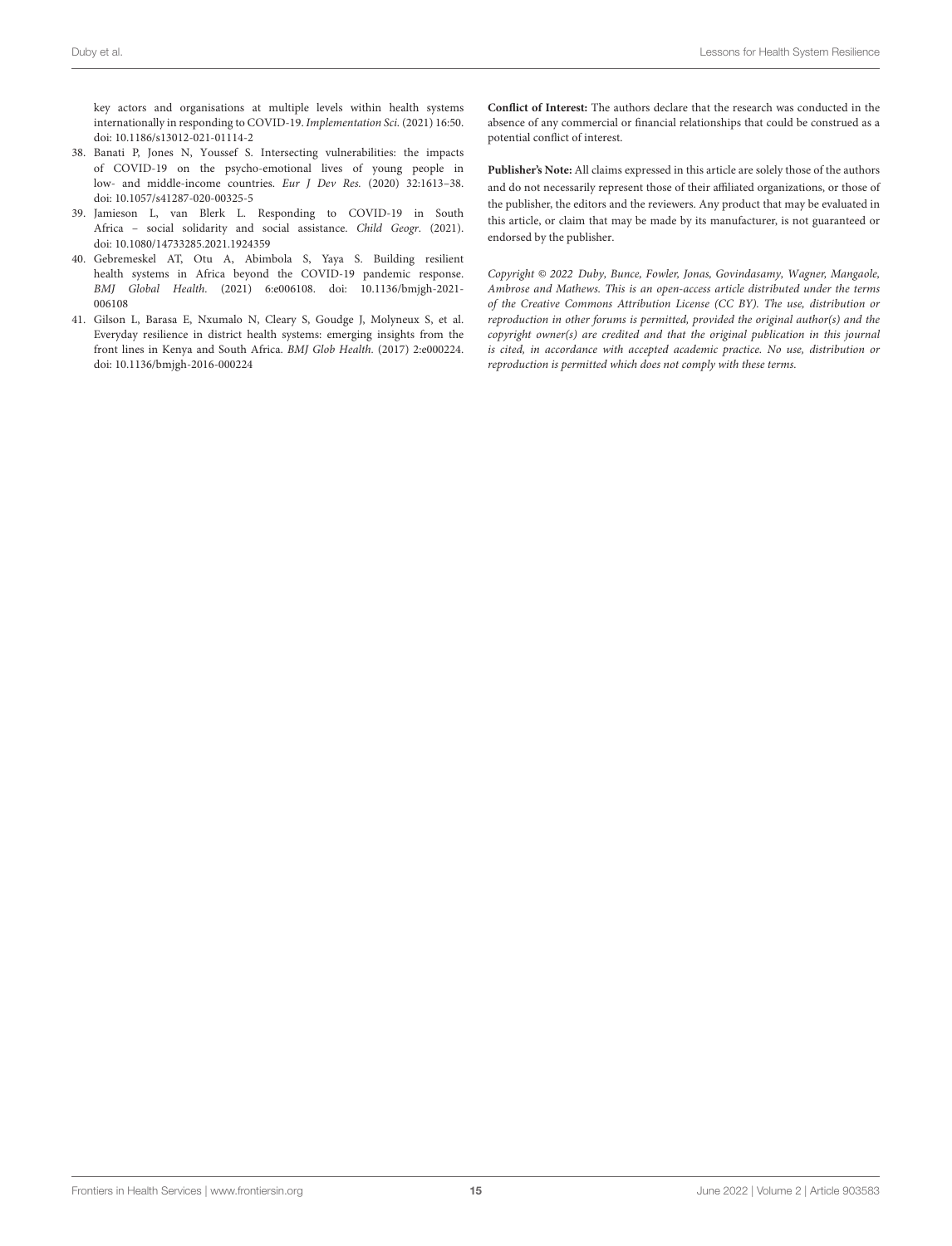key actors and organisations at multiple levels within health systems internationally in responding to COVID-19. *Implementation Sci.* (2021) 16:50. doi: 10.1186/s13012-021-01114-2

38. Banati P, Jones N, Youssef S. Intersecting vulnerabilities: the impacts of COVID-19 on the psycho-emotional lives of young people in low- and middle-income countries. *Eur J Dev Res.* (2020) 32:1613–38. doi: 10.1057/s41287-020-00325-5
39. Jamieson L, van Blerk L. Responding to COVID-19 in South Africa – social solidarity and social assistance. *Child Geogr.* (2021). doi: 10.1080/14733285.2021.1924359
40. Gebremeskel AT, Otu A, Abimbola S, Yaya S. Building resilient health systems in Africa beyond the COVID-19 pandemic response. *BMJ Global Health.* (2021) 6:e006108. doi: 10.1136/bmjgh-2021-006108
41. Gilson L, Barasa E, Nxumalo N, Cleary S, Goudge J, Molyneux S, et al. Everyday resilience in district health systems: emerging insights from the front lines in Kenya and South Africa. *BMJ Glob Health.* (2017) 2:e000224. doi: 10.1136/bmjgh-2016-000224

**Conflict of Interest:** The authors declare that the research was conducted in the absence of any commercial or financial relationships that could be construed as a potential conflict of interest.

**Publisher's Note:** All claims expressed in this article are solely those of the authors and do not necessarily represent those of their affiliated organizations, or those of the publisher, the editors and the reviewers. Any product that may be evaluated in this article, or claim that may be made by its manufacturer, is not guaranteed or endorsed by the publisher.

*Copyright © 2022 Duby, Bunce, Fowler, Jonas, Govindasamy, Wagner, Mangaole, Ambrose and Mathews. This is an open-access article distributed under the terms of the Creative Commons Attribution License (CC BY). The use, distribution or reproduction in other forums is permitted, provided the original author(s) and the copyright owner(s) are credited and that the original publication in this journal is cited, in accordance with accepted academic practice. No use, distribution or reproduction is permitted which does not comply with these terms.*